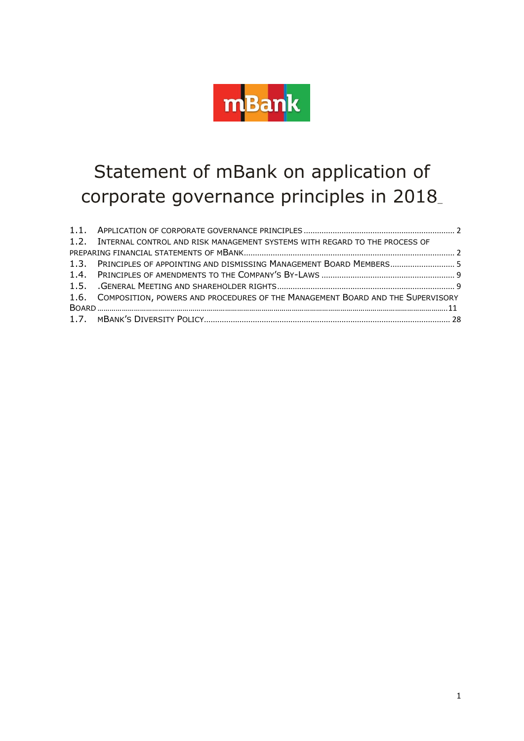# Statement of mBank on application of corporate governance principles in 2018

1.1. APPLICATION OF CORPORATE GOVERNANCE PRINCIPLES ........ 2
1.2. INTERNAL CONTROL AND RISK MANAGEMENT SYSTEMS WITH REGARD TO THE PROCESS OF PREPARING FINANCIAL STATEMENTS OF MBANK ........ 2
1.3. PRINCIPLES OF APPOINTING AND DISMISSING MANAGEMENT BOARD MEMBERS ........ 5
1.4. PRINCIPLES OF AMENDMENTS TO THE COMPANY'S BY-LAWS ........ 9
1.5. .GENERAL MEETING AND SHAREHOLDER RIGHTS ........ 9
1.6. COMPOSITION, POWERS AND PROCEDURES OF THE MANAGEMENT BOARD AND THE SUPERVISORY BOARD ........ 11
1.7. MBANK'S DIVERSITY POLICY ........ 28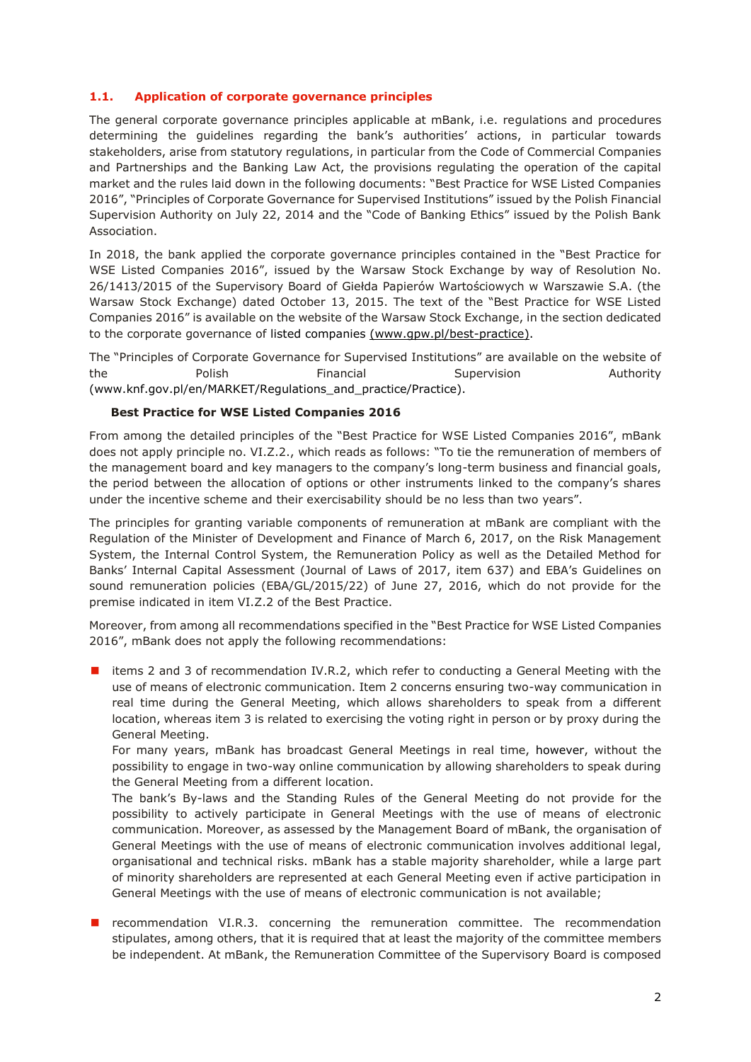## 1.1. Application of corporate governance principles

The general corporate governance principles applicable at mBank, i.e. regulations and procedures determining the guidelines regarding the bank's authorities' actions, in particular towards stakeholders, arise from statutory regulations, in particular from the Code of Commercial Companies and Partnerships and the Banking Law Act, the provisions regulating the operation of the capital market and the rules laid down in the following documents: "Best Practice for WSE Listed Companies 2016", "Principles of Corporate Governance for Supervised Institutions" issued by the Polish Financial Supervision Authority on July 22, 2014 and the "Code of Banking Ethics" issued by the Polish Bank Association.

In 2018, the bank applied the corporate governance principles contained in the "Best Practice for WSE Listed Companies 2016", issued by the Warsaw Stock Exchange by way of Resolution No. 26/1413/2015 of the Supervisory Board of Giełda Papierów Wartościowych w Warszawie S.A. (the Warsaw Stock Exchange) dated October 13, 2015. The text of the "Best Practice for WSE Listed Companies 2016" is available on the website of the Warsaw Stock Exchange, in the section dedicated to the corporate governance of listed companies (www.gpw.pl/best-practice).

The "Principles of Corporate Governance for Supervised Institutions" are available on the website of the Polish Financial Supervision Authority (www.knf.gov.pl/en/MARKET/Regulations_and_practice/Practice).

**Best Practice for WSE Listed Companies 2016**

From among the detailed principles of the "Best Practice for WSE Listed Companies 2016", mBank does not apply principle no. VI.Z.2., which reads as follows: "To tie the remuneration of members of the management board and key managers to the company's long-term business and financial goals, the period between the allocation of options or other instruments linked to the company's shares under the incentive scheme and their exercisability should be no less than two years".

The principles for granting variable components of remuneration at mBank are compliant with the Regulation of the Minister of Development and Finance of March 6, 2017, on the Risk Management System, the Internal Control System, the Remuneration Policy as well as the Detailed Method for Banks' Internal Capital Assessment (Journal of Laws of 2017, item 637) and EBA's Guidelines on sound remuneration policies (EBA/GL/2015/22) of June 27, 2016, which do not provide for the premise indicated in item VI.Z.2 of the Best Practice.

Moreover, from among all recommendations specified in the "Best Practice for WSE Listed Companies 2016", mBank does not apply the following recommendations:

- items 2 and 3 of recommendation IV.R.2, which refer to conducting a General Meeting with the use of means of electronic communication. Item 2 concerns ensuring two-way communication in real time during the General Meeting, which allows shareholders to speak from a different location, whereas item 3 is related to exercising the voting right in person or by proxy during the General Meeting.
  For many years, mBank has broadcast General Meetings in real time, however, without the possibility to engage in two-way online communication by allowing shareholders to speak during the General Meeting from a different location.
  The bank's By-laws and the Standing Rules of the General Meeting do not provide for the possibility to actively participate in General Meetings with the use of means of electronic communication. Moreover, as assessed by the Management Board of mBank, the organisation of General Meetings with the use of means of electronic communication involves additional legal, organisational and technical risks. mBank has a stable majority shareholder, while a large part of minority shareholders are represented at each General Meeting even if active participation in General Meetings with the use of means of electronic communication is not available;

- recommendation VI.R.3. concerning the remuneration committee. The recommendation stipulates, among others, that it is required that at least the majority of the committee members be independent. At mBank, the Remuneration Committee of the Supervisory Board is composed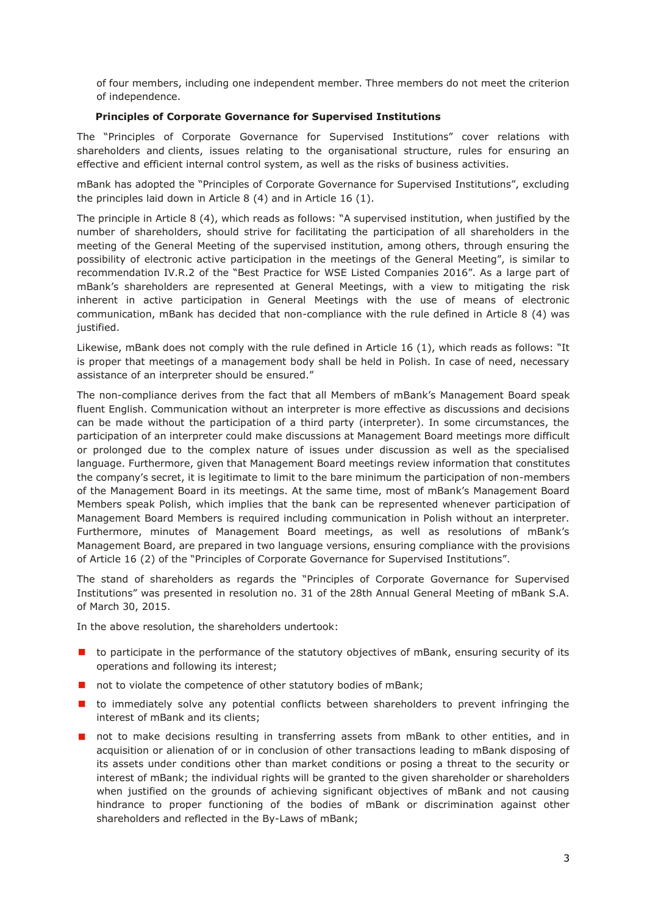of four members, including one independent member. Three members do not meet the criterion of independence.

**Principles of Corporate Governance for Supervised Institutions**

The "Principles of Corporate Governance for Supervised Institutions" cover relations with shareholders and clients, issues relating to the organisational structure, rules for ensuring an effective and efficient internal control system, as well as the risks of business activities.

mBank has adopted the "Principles of Corporate Governance for Supervised Institutions", excluding the principles laid down in Article 8 (4) and in Article 16 (1).

The principle in Article 8 (4), which reads as follows: "A supervised institution, when justified by the number of shareholders, should strive for facilitating the participation of all shareholders in the meeting of the General Meeting of the supervised institution, among others, through ensuring the possibility of electronic active participation in the meetings of the General Meeting", is similar to recommendation IV.R.2 of the "Best Practice for WSE Listed Companies 2016". As a large part of mBank's shareholders are represented at General Meetings, with a view to mitigating the risk inherent in active participation in General Meetings with the use of means of electronic communication, mBank has decided that non-compliance with the rule defined in Article 8 (4) was justified.

Likewise, mBank does not comply with the rule defined in Article 16 (1), which reads as follows: "It is proper that meetings of a management body shall be held in Polish. In case of need, necessary assistance of an interpreter should be ensured."

The non-compliance derives from the fact that all Members of mBank's Management Board speak fluent English. Communication without an interpreter is more effective as discussions and decisions can be made without the participation of a third party (interpreter). In some circumstances, the participation of an interpreter could make discussions at Management Board meetings more difficult or prolonged due to the complex nature of issues under discussion as well as the specialised language. Furthermore, given that Management Board meetings review information that constitutes the company's secret, it is legitimate to limit to the bare minimum the participation of non-members of the Management Board in its meetings. At the same time, most of mBank's Management Board Members speak Polish, which implies that the bank can be represented whenever participation of Management Board Members is required including communication in Polish without an interpreter. Furthermore, minutes of Management Board meetings, as well as resolutions of mBank's Management Board, are prepared in two language versions, ensuring compliance with the provisions of Article 16 (2) of the "Principles of Corporate Governance for Supervised Institutions".

The stand of shareholders as regards the "Principles of Corporate Governance for Supervised Institutions" was presented in resolution no. 31 of the 28th Annual General Meeting of mBank S.A. of March 30, 2015.

In the above resolution, the shareholders undertook:

- to participate in the performance of the statutory objectives of mBank, ensuring security of its operations and following its interest;
- not to violate the competence of other statutory bodies of mBank;
- to immediately solve any potential conflicts between shareholders to prevent infringing the interest of mBank and its clients;
- not to make decisions resulting in transferring assets from mBank to other entities, and in acquisition or alienation of or in conclusion of other transactions leading to mBank disposing of its assets under conditions other than market conditions or posing a threat to the security or interest of mBank; the individual rights will be granted to the given shareholder or shareholders when justified on the grounds of achieving significant objectives of mBank and not causing hindrance to proper functioning of the bodies of mBank or discrimination against other shareholders and reflected in the By-Laws of mBank;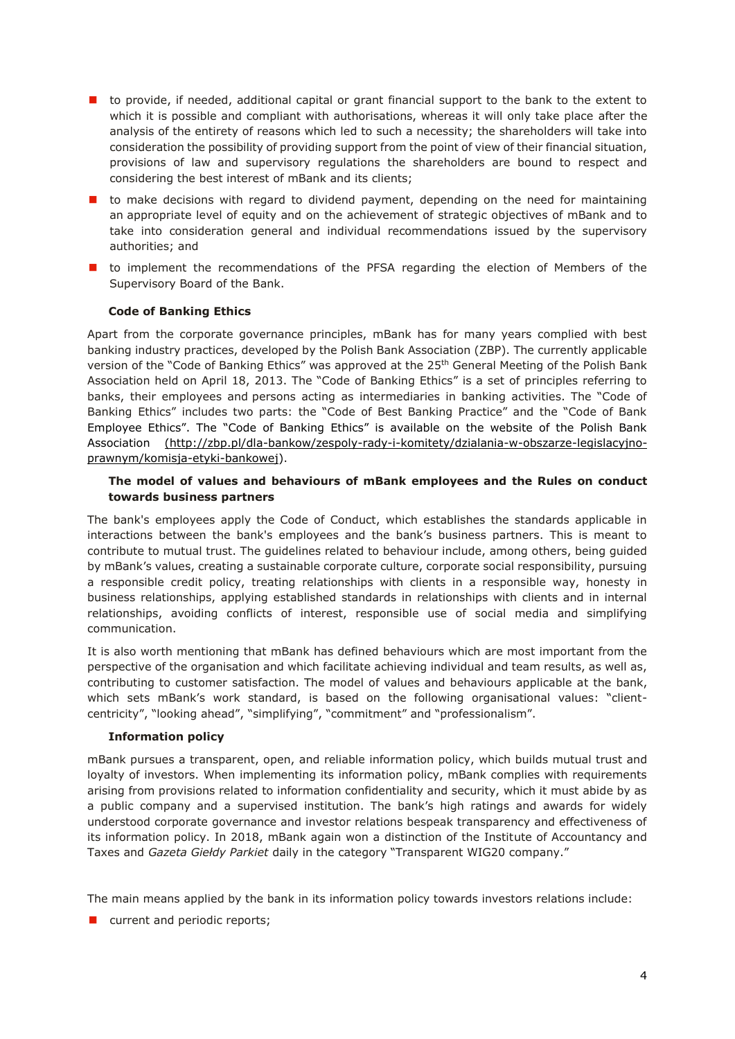- to provide, if needed, additional capital or grant financial support to the bank to the extent to which it is possible and compliant with authorisations, whereas it will only take place after the analysis of the entirety of reasons which led to such a necessity; the shareholders will take into consideration the possibility of providing support from the point of view of their financial situation, provisions of law and supervisory regulations the shareholders are bound to respect and considering the best interest of mBank and its clients;
- to make decisions with regard to dividend payment, depending on the need for maintaining an appropriate level of equity and on the achievement of strategic objectives of mBank and to take into consideration general and individual recommendations issued by the supervisory authorities; and
- to implement the recommendations of the PFSA regarding the election of Members of the Supervisory Board of the Bank.

### Code of Banking Ethics

Apart from the corporate governance principles, mBank has for many years complied with best banking industry practices, developed by the Polish Bank Association (ZBP). The currently applicable version of the "Code of Banking Ethics" was approved at the 25th General Meeting of the Polish Bank Association held on April 18, 2013. The "Code of Banking Ethics" is a set of principles referring to banks, their employees and persons acting as intermediaries in banking activities. The "Code of Banking Ethics" includes two parts: the "Code of Best Banking Practice" and the "Code of Bank Employee Ethics". The "Code of Banking Ethics" is available on the website of the Polish Bank Association (http://zbp.pl/dla-bankow/zespoly-rady-i-komitety/dzialania-w-obszarze-legislacyjno-prawnym/komisja-etyki-bankowej).

### The model of values and behaviours of mBank employees and the Rules on conduct towards business partners

The bank's employees apply the Code of Conduct, which establishes the standards applicable in interactions between the bank's employees and the bank's business partners. This is meant to contribute to mutual trust. The guidelines related to behaviour include, among others, being guided by mBank's values, creating a sustainable corporate culture, corporate social responsibility, pursuing a responsible credit policy, treating relationships with clients in a responsible way, honesty in business relationships, applying established standards in relationships with clients and in internal relationships, avoiding conflicts of interest, responsible use of social media and simplifying communication.

It is also worth mentioning that mBank has defined behaviours which are most important from the perspective of the organisation and which facilitate achieving individual and team results, as well as, contributing to customer satisfaction. The model of values and behaviours applicable at the bank, which sets mBank's work standard, is based on the following organisational values: "client-centricity", "looking ahead", "simplifying", "commitment" and "professionalism".

### Information policy

mBank pursues a transparent, open, and reliable information policy, which builds mutual trust and loyalty of investors. When implementing its information policy, mBank complies with requirements arising from provisions related to information confidentiality and security, which it must abide by as a public company and a supervised institution. The bank's high ratings and awards for widely understood corporate governance and investor relations bespeak transparency and effectiveness of its information policy. In 2018, mBank again won a distinction of the Institute of Accountancy and Taxes and *Gazeta Giełdy Parkiet* daily in the category "Transparent WIG20 company."

The main means applied by the bank in its information policy towards investors relations include:

- current and periodic reports;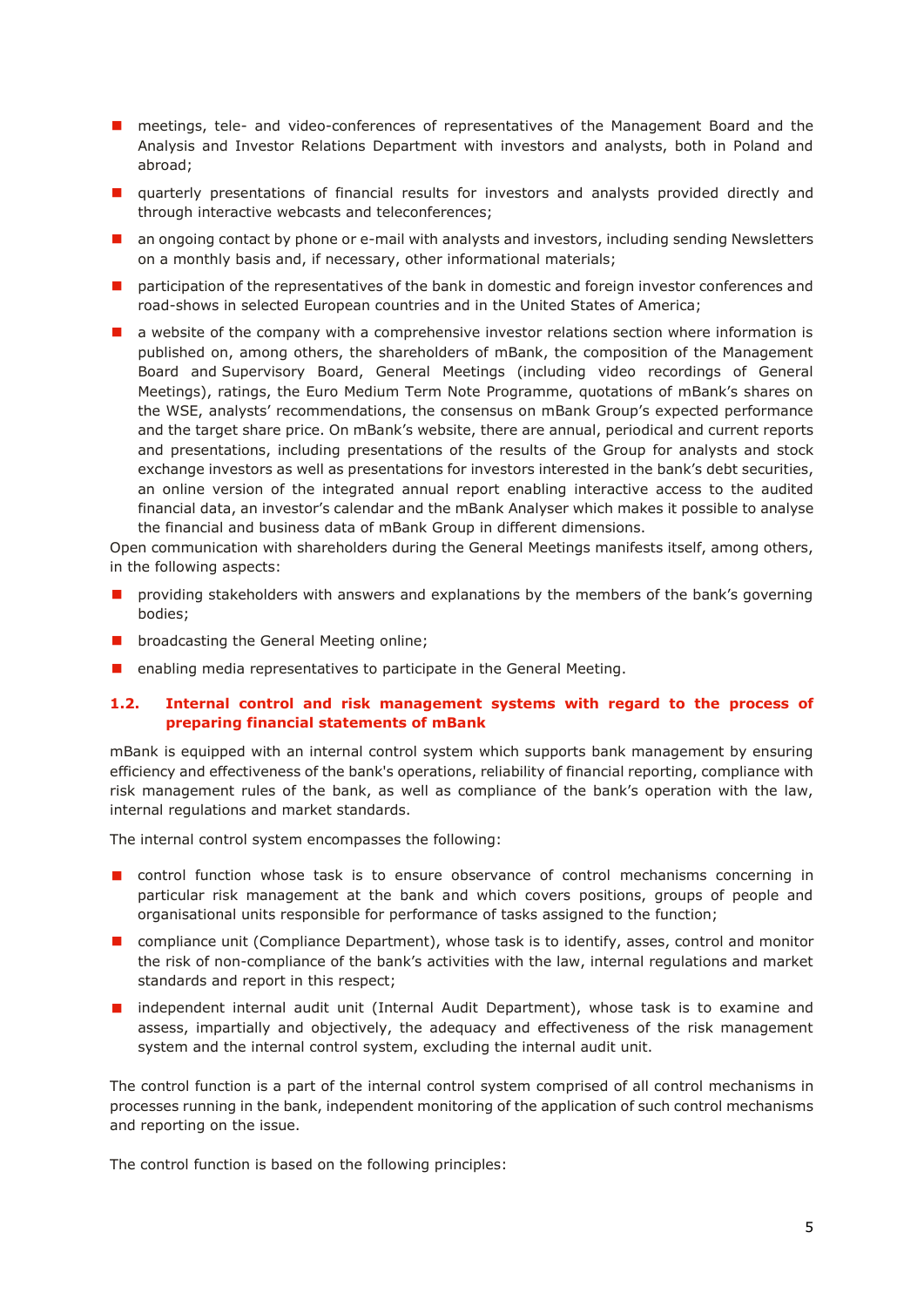- meetings, tele- and video-conferences of representatives of the Management Board and the Analysis and Investor Relations Department with investors and analysts, both in Poland and abroad;
- quarterly presentations of financial results for investors and analysts provided directly and through interactive webcasts and teleconferences;
- an ongoing contact by phone or e-mail with analysts and investors, including sending Newsletters on a monthly basis and, if necessary, other informational materials;
- participation of the representatives of the bank in domestic and foreign investor conferences and road-shows in selected European countries and in the United States of America;
- a website of the company with a comprehensive investor relations section where information is published on, among others, the shareholders of mBank, the composition of the Management Board and Supervisory Board, General Meetings (including video recordings of General Meetings), ratings, the Euro Medium Term Note Programme, quotations of mBank's shares on the WSE, analysts' recommendations, the consensus on mBank Group's expected performance and the target share price. On mBank's website, there are annual, periodical and current reports and presentations, including presentations of the results of the Group for analysts and stock exchange investors as well as presentations for investors interested in the bank's debt securities, an online version of the integrated annual report enabling interactive access to the audited financial data, an investor's calendar and the mBank Analyser which makes it possible to analyse the financial and business data of mBank Group in different dimensions.

Open communication with shareholders during the General Meetings manifests itself, among others, in the following aspects:

- providing stakeholders with answers and explanations by the members of the bank's governing bodies;
- broadcasting the General Meeting online;
- enabling media representatives to participate in the General Meeting.

### 1.2. Internal control and risk management systems with regard to the process of preparing financial statements of mBank

mBank is equipped with an internal control system which supports bank management by ensuring efficiency and effectiveness of the bank's operations, reliability of financial reporting, compliance with risk management rules of the bank, as well as compliance of the bank's operation with the law, internal regulations and market standards.

The internal control system encompasses the following:

- control function whose task is to ensure observance of control mechanisms concerning in particular risk management at the bank and which covers positions, groups of people and organisational units responsible for performance of tasks assigned to the function;
- compliance unit (Compliance Department), whose task is to identify, asses, control and monitor the risk of non-compliance of the bank's activities with the law, internal regulations and market standards and report in this respect;
- independent internal audit unit (Internal Audit Department), whose task is to examine and assess, impartially and objectively, the adequacy and effectiveness of the risk management system and the internal control system, excluding the internal audit unit.

The control function is a part of the internal control system comprised of all control mechanisms in processes running in the bank, independent monitoring of the application of such control mechanisms and reporting on the issue.

The control function is based on the following principles: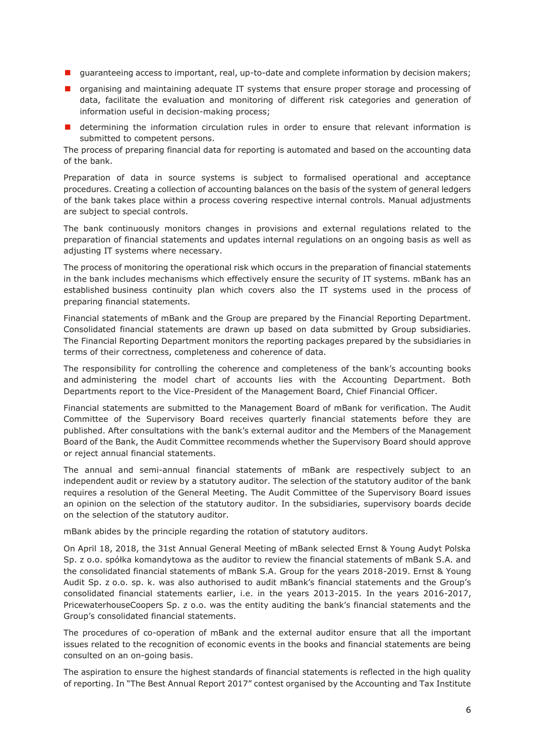- guaranteeing access to important, real, up-to-date and complete information by decision makers;
- organising and maintaining adequate IT systems that ensure proper storage and processing of data, facilitate the evaluation and monitoring of different risk categories and generation of information useful in decision-making process;
- determining the information circulation rules in order to ensure that relevant information is submitted to competent persons.

The process of preparing financial data for reporting is automated and based on the accounting data of the bank.

Preparation of data in source systems is subject to formalised operational and acceptance procedures. Creating a collection of accounting balances on the basis of the system of general ledgers of the bank takes place within a process covering respective internal controls. Manual adjustments are subject to special controls.

The bank continuously monitors changes in provisions and external regulations related to the preparation of financial statements and updates internal regulations on an ongoing basis as well as adjusting IT systems where necessary.

The process of monitoring the operational risk which occurs in the preparation of financial statements in the bank includes mechanisms which effectively ensure the security of IT systems. mBank has an established business continuity plan which covers also the IT systems used in the process of preparing financial statements.

Financial statements of mBank and the Group are prepared by the Financial Reporting Department. Consolidated financial statements are drawn up based on data submitted by Group subsidiaries. The Financial Reporting Department monitors the reporting packages prepared by the subsidiaries in terms of their correctness, completeness and coherence of data.

The responsibility for controlling the coherence and completeness of the bank's accounting books and administering the model chart of accounts lies with the Accounting Department. Both Departments report to the Vice-President of the Management Board, Chief Financial Officer.

Financial statements are submitted to the Management Board of mBank for verification. The Audit Committee of the Supervisory Board receives quarterly financial statements before they are published. After consultations with the bank's external auditor and the Members of the Management Board of the Bank, the Audit Committee recommends whether the Supervisory Board should approve or reject annual financial statements.

The annual and semi-annual financial statements of mBank are respectively subject to an independent audit or review by a statutory auditor. The selection of the statutory auditor of the bank requires a resolution of the General Meeting. The Audit Committee of the Supervisory Board issues an opinion on the selection of the statutory auditor. In the subsidiaries, supervisory boards decide on the selection of the statutory auditor.

mBank abides by the principle regarding the rotation of statutory auditors.

On April 18, 2018, the 31st Annual General Meeting of mBank selected Ernst & Young Audyt Polska Sp. z o.o. spółka komandytowa as the auditor to review the financial statements of mBank S.A. and the consolidated financial statements of mBank S.A. Group for the years 2018-2019. Ernst & Young Audit Sp. z o.o. sp. k. was also authorised to audit mBank's financial statements and the Group's consolidated financial statements earlier, i.e. in the years 2013-2015. In the years 2016-2017, PricewaterhouseCoopers Sp. z o.o. was the entity auditing the bank's financial statements and the Group's consolidated financial statements.

The procedures of co-operation of mBank and the external auditor ensure that all the important issues related to the recognition of economic events in the books and financial statements are being consulted on an on-going basis.

The aspiration to ensure the highest standards of financial statements is reflected in the high quality of reporting. In "The Best Annual Report 2017" contest organised by the Accounting and Tax Institute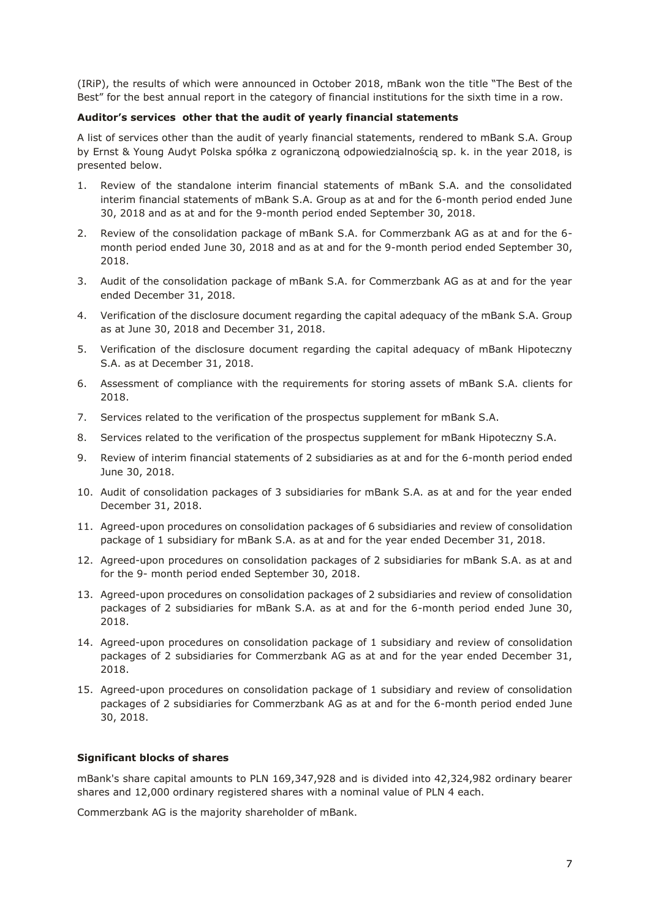(IRiP), the results of which were announced in October 2018, mBank won the title "The Best of the Best" for the best annual report in the category of financial institutions for the sixth time in a row.

**Auditor's services other that the audit of yearly financial statements**

A list of services other than the audit of yearly financial statements, rendered to mBank S.A. Group by Ernst & Young Audyt Polska spółka z ograniczoną odpowiedzialnością sp. k. in the year 2018, is presented below.

1. Review of the standalone interim financial statements of mBank S.A. and the consolidated interim financial statements of mBank S.A. Group as at and for the 6-month period ended June 30, 2018 and as at and for the 9-month period ended September 30, 2018.
2. Review of the consolidation package of mBank S.A. for Commerzbank AG as at and for the 6-month period ended June 30, 2018 and as at and for the 9-month period ended September 30, 2018.
3. Audit of the consolidation package of mBank S.A. for Commerzbank AG as at and for the year ended December 31, 2018.
4. Verification of the disclosure document regarding the capital adequacy of the mBank S.A. Group as at June 30, 2018 and December 31, 2018.
5. Verification of the disclosure document regarding the capital adequacy of mBank Hipoteczny S.A. as at December 31, 2018.
6. Assessment of compliance with the requirements for storing assets of mBank S.A. clients for 2018.
7. Services related to the verification of the prospectus supplement for mBank S.A.
8. Services related to the verification of the prospectus supplement for mBank Hipoteczny S.A.
9. Review of interim financial statements of 2 subsidiaries as at and for the 6-month period ended June 30, 2018.
10. Audit of consolidation packages of 3 subsidiaries for mBank S.A. as at and for the year ended December 31, 2018.
11. Agreed-upon procedures on consolidation packages of 6 subsidiaries and review of consolidation package of 1 subsidiary for mBank S.A. as at and for the year ended December 31, 2018.
12. Agreed-upon procedures on consolidation packages of 2 subsidiaries for mBank S.A. as at and for the 9- month period ended September 30, 2018.
13. Agreed-upon procedures on consolidation packages of 2 subsidiaries and review of consolidation packages of 2 subsidiaries for mBank S.A. as at and for the 6-month period ended June 30, 2018.
14. Agreed-upon procedures on consolidation package of 1 subsidiary and review of consolidation packages of 2 subsidiaries for Commerzbank AG as at and for the year ended December 31, 2018.
15. Agreed-upon procedures on consolidation package of 1 subsidiary and review of consolidation packages of 2 subsidiaries for Commerzbank AG as at and for the 6-month period ended June 30, 2018.

**Significant blocks of shares**

mBank's share capital amounts to PLN 169,347,928 and is divided into 42,324,982 ordinary bearer shares and 12,000 ordinary registered shares with a nominal value of PLN 4 each.

Commerzbank AG is the majority shareholder of mBank.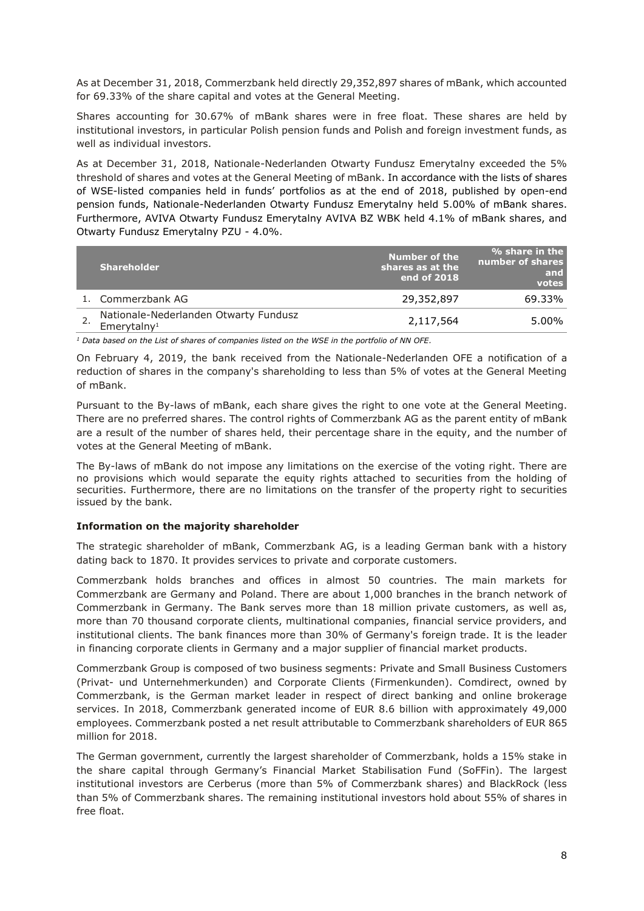As at December 31, 2018, Commerzbank held directly 29,352,897 shares of mBank, which accounted for 69.33% of the share capital and votes at the General Meeting.

Shares accounting for 30.67% of mBank shares were in free float. These shares are held by institutional investors, in particular Polish pension funds and Polish and foreign investment funds, as well as individual investors.

As at December 31, 2018, Nationale-Nederlanden Otwarty Fundusz Emerytalny exceeded the 5% threshold of shares and votes at the General Meeting of mBank. In accordance with the lists of shares of WSE-listed companies held in funds' portfolios as at the end of 2018, published by open-end pension funds, Nationale-Nederlanden Otwarty Fundusz Emerytalny held 5.00% of mBank shares. Furthermore, AVIVA Otwarty Fundusz Emerytalny AVIVA BZ WBK held 4.1% of mBank shares, and Otwarty Fundusz Emerytalny PZU - 4.0%.

| | Shareholder | Number of the shares as at the end of 2018 | % share in the number of shares and votes |
|---|---|---|---|
| 1. | Commerzbank AG | 29,352,897 | 69.33% |
| 2. | Nationale-Nederlanden Otwarty Fundusz Emerytalny[1] | 2,117,564 | 5.00% |

[1] *Data based on the List of shares of companies listed on the WSE in the portfolio of NN OFE.*

On February 4, 2019, the bank received from the Nationale-Nederlanden OFE a notification of a reduction of shares in the company's shareholding to less than 5% of votes at the General Meeting of mBank.

Pursuant to the By-laws of mBank, each share gives the right to one vote at the General Meeting. There are no preferred shares. The control rights of Commerzbank AG as the parent entity of mBank are a result of the number of shares held, their percentage share in the equity, and the number of votes at the General Meeting of mBank.

The By-laws of mBank do not impose any limitations on the exercise of the voting right. There are no provisions which would separate the equity rights attached to securities from the holding of securities. Furthermore, there are no limitations on the transfer of the property right to securities issued by the bank.

**Information on the majority shareholder**

The strategic shareholder of mBank, Commerzbank AG, is a leading German bank with a history dating back to 1870. It provides services to private and corporate customers.

Commerzbank holds branches and offices in almost 50 countries. The main markets for Commerzbank are Germany and Poland. There are about 1,000 branches in the branch network of Commerzbank in Germany. The Bank serves more than 18 million private customers, as well as, more than 70 thousand corporate clients, multinational companies, financial service providers, and institutional clients. The bank finances more than 30% of Germany's foreign trade. It is the leader in financing corporate clients in Germany and a major supplier of financial market products.

Commerzbank Group is composed of two business segments: Private and Small Business Customers (Privat- und Unternehmerkunden) and Corporate Clients (Firmenkunden). Comdirect, owned by Commerzbank, is the German market leader in respect of direct banking and online brokerage services. In 2018, Commerzbank generated income of EUR 8.6 billion with approximately 49,000 employees. Commerzbank posted a net result attributable to Commerzbank shareholders of EUR 865 million for 2018.

The German government, currently the largest shareholder of Commerzbank, holds a 15% stake in the share capital through Germany's Financial Market Stabilisation Fund (SoFFin). The largest institutional investors are Cerberus (more than 5% of Commerzbank shares) and BlackRock (less than 5% of Commerzbank shares. The remaining institutional investors hold about 55% of shares in free float.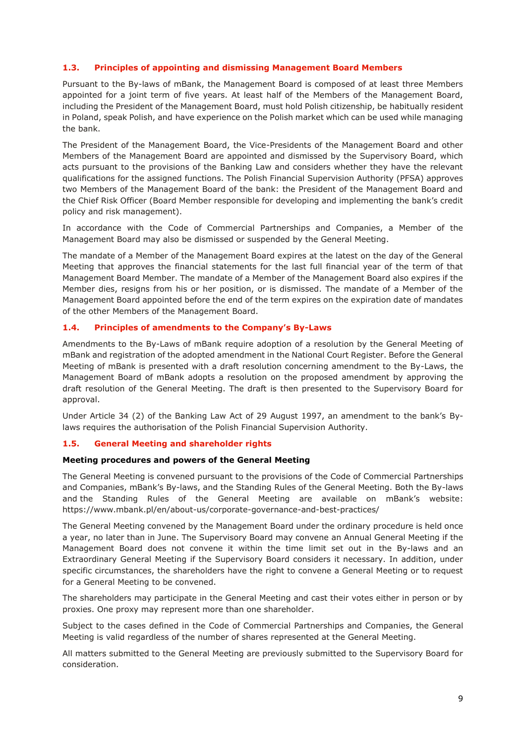### 1.3. Principles of appointing and dismissing Management Board Members

Pursuant to the By-laws of mBank, the Management Board is composed of at least three Members appointed for a joint term of five years. At least half of the Members of the Management Board, including the President of the Management Board, must hold Polish citizenship, be habitually resident in Poland, speak Polish, and have experience on the Polish market which can be used while managing the bank.

The President of the Management Board, the Vice-Presidents of the Management Board and other Members of the Management Board are appointed and dismissed by the Supervisory Board, which acts pursuant to the provisions of the Banking Law and considers whether they have the relevant qualifications for the assigned functions. The Polish Financial Supervision Authority (PFSA) approves two Members of the Management Board of the bank: the President of the Management Board and the Chief Risk Officer (Board Member responsible for developing and implementing the bank's credit policy and risk management).

In accordance with the Code of Commercial Partnerships and Companies, a Member of the Management Board may also be dismissed or suspended by the General Meeting.

The mandate of a Member of the Management Board expires at the latest on the day of the General Meeting that approves the financial statements for the last full financial year of the term of that Management Board Member. The mandate of a Member of the Management Board also expires if the Member dies, resigns from his or her position, or is dismissed. The mandate of a Member of the Management Board appointed before the end of the term expires on the expiration date of mandates of the other Members of the Management Board.

### 1.4. Principles of amendments to the Company's By-Laws

Amendments to the By-Laws of mBank require adoption of a resolution by the General Meeting of mBank and registration of the adopted amendment in the National Court Register. Before the General Meeting of mBank is presented with a draft resolution concerning amendment to the By-Laws, the Management Board of mBank adopts a resolution on the proposed amendment by approving the draft resolution of the General Meeting. The draft is then presented to the Supervisory Board for approval.

Under Article 34 (2) of the Banking Law Act of 29 August 1997, an amendment to the bank's By-laws requires the authorisation of the Polish Financial Supervision Authority.

### 1.5. General Meeting and shareholder rights

**Meeting procedures and powers of the General Meeting**

The General Meeting is convened pursuant to the provisions of the Code of Commercial Partnerships and Companies, mBank's By-laws, and the Standing Rules of the General Meeting. Both the By-laws and the Standing Rules of the General Meeting are available on mBank's website: https://www.mbank.pl/en/about-us/corporate-governance-and-best-practices/

The General Meeting convened by the Management Board under the ordinary procedure is held once a year, no later than in June. The Supervisory Board may convene an Annual General Meeting if the Management Board does not convene it within the time limit set out in the By-laws and an Extraordinary General Meeting if the Supervisory Board considers it necessary. In addition, under specific circumstances, the shareholders have the right to convene a General Meeting or to request for a General Meeting to be convened.

The shareholders may participate in the General Meeting and cast their votes either in person or by proxies. One proxy may represent more than one shareholder.

Subject to the cases defined in the Code of Commercial Partnerships and Companies, the General Meeting is valid regardless of the number of shares represented at the General Meeting.

All matters submitted to the General Meeting are previously submitted to the Supervisory Board for consideration.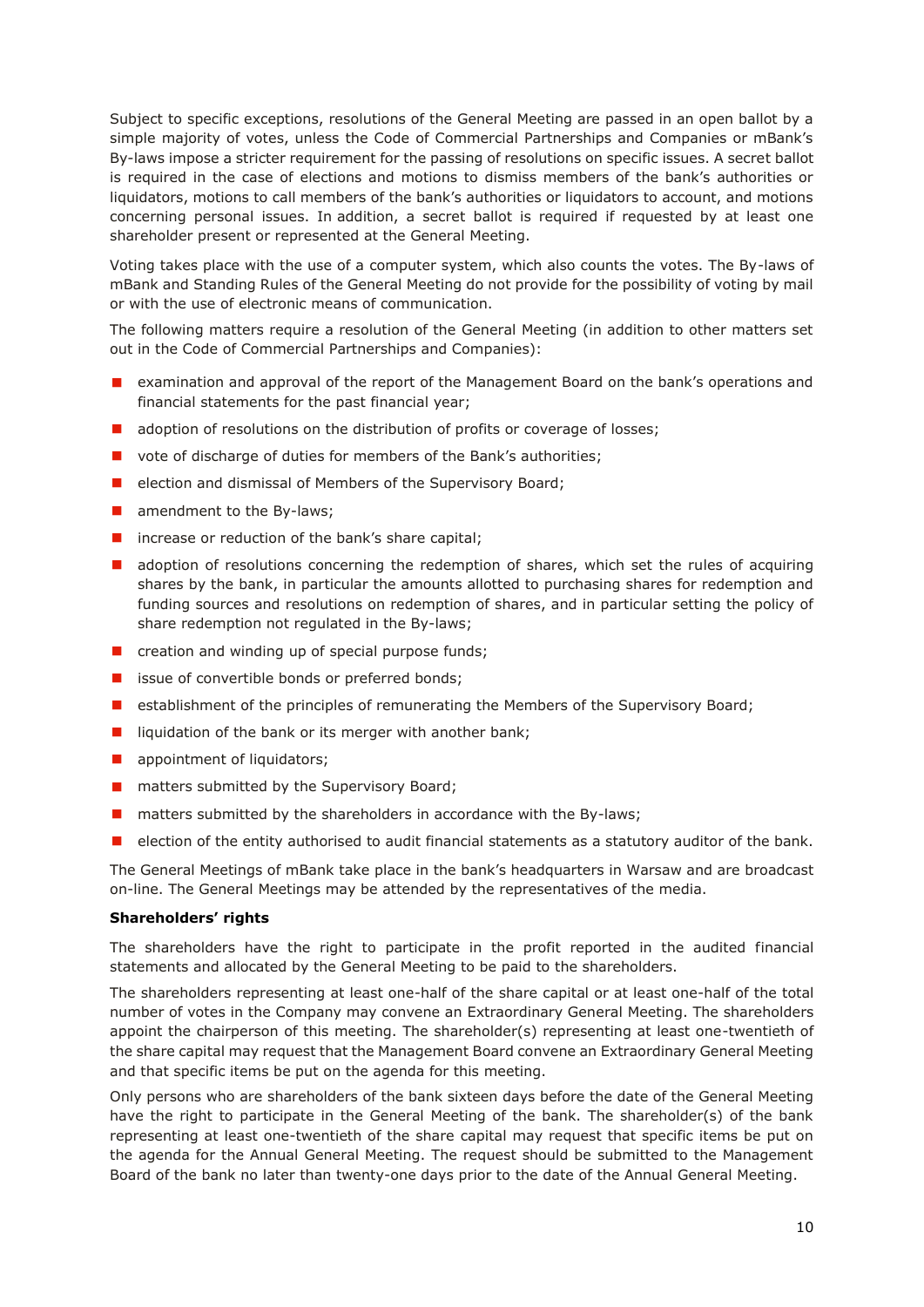Subject to specific exceptions, resolutions of the General Meeting are passed in an open ballot by a simple majority of votes, unless the Code of Commercial Partnerships and Companies or mBank's By-laws impose a stricter requirement for the passing of resolutions on specific issues. A secret ballot is required in the case of elections and motions to dismiss members of the bank's authorities or liquidators, motions to call members of the bank's authorities or liquidators to account, and motions concerning personal issues. In addition, a secret ballot is required if requested by at least one shareholder present or represented at the General Meeting.

Voting takes place with the use of a computer system, which also counts the votes. The By-laws of mBank and Standing Rules of the General Meeting do not provide for the possibility of voting by mail or with the use of electronic means of communication.

The following matters require a resolution of the General Meeting (in addition to other matters set out in the Code of Commercial Partnerships and Companies):

- examination and approval of the report of the Management Board on the bank's operations and financial statements for the past financial year;
- adoption of resolutions on the distribution of profits or coverage of losses;
- vote of discharge of duties for members of the Bank's authorities;
- election and dismissal of Members of the Supervisory Board;
- amendment to the By-laws;
- increase or reduction of the bank's share capital;
- adoption of resolutions concerning the redemption of shares, which set the rules of acquiring shares by the bank, in particular the amounts allotted to purchasing shares for redemption and funding sources and resolutions on redemption of shares, and in particular setting the policy of share redemption not regulated in the By-laws;
- creation and winding up of special purpose funds;
- issue of convertible bonds or preferred bonds;
- establishment of the principles of remunerating the Members of the Supervisory Board;
- liquidation of the bank or its merger with another bank;
- appointment of liquidators;
- matters submitted by the Supervisory Board;
- matters submitted by the shareholders in accordance with the By-laws;
- election of the entity authorised to audit financial statements as a statutory auditor of the bank.

The General Meetings of mBank take place in the bank's headquarters in Warsaw and are broadcast on-line. The General Meetings may be attended by the representatives of the media.

**Shareholders' rights**

The shareholders have the right to participate in the profit reported in the audited financial statements and allocated by the General Meeting to be paid to the shareholders.

The shareholders representing at least one-half of the share capital or at least one-half of the total number of votes in the Company may convene an Extraordinary General Meeting. The shareholders appoint the chairperson of this meeting. The shareholder(s) representing at least one-twentieth of the share capital may request that the Management Board convene an Extraordinary General Meeting and that specific items be put on the agenda for this meeting.

Only persons who are shareholders of the bank sixteen days before the date of the General Meeting have the right to participate in the General Meeting of the bank. The shareholder(s) of the bank representing at least one-twentieth of the share capital may request that specific items be put on the agenda for the Annual General Meeting. The request should be submitted to the Management Board of the bank no later than twenty-one days prior to the date of the Annual General Meeting.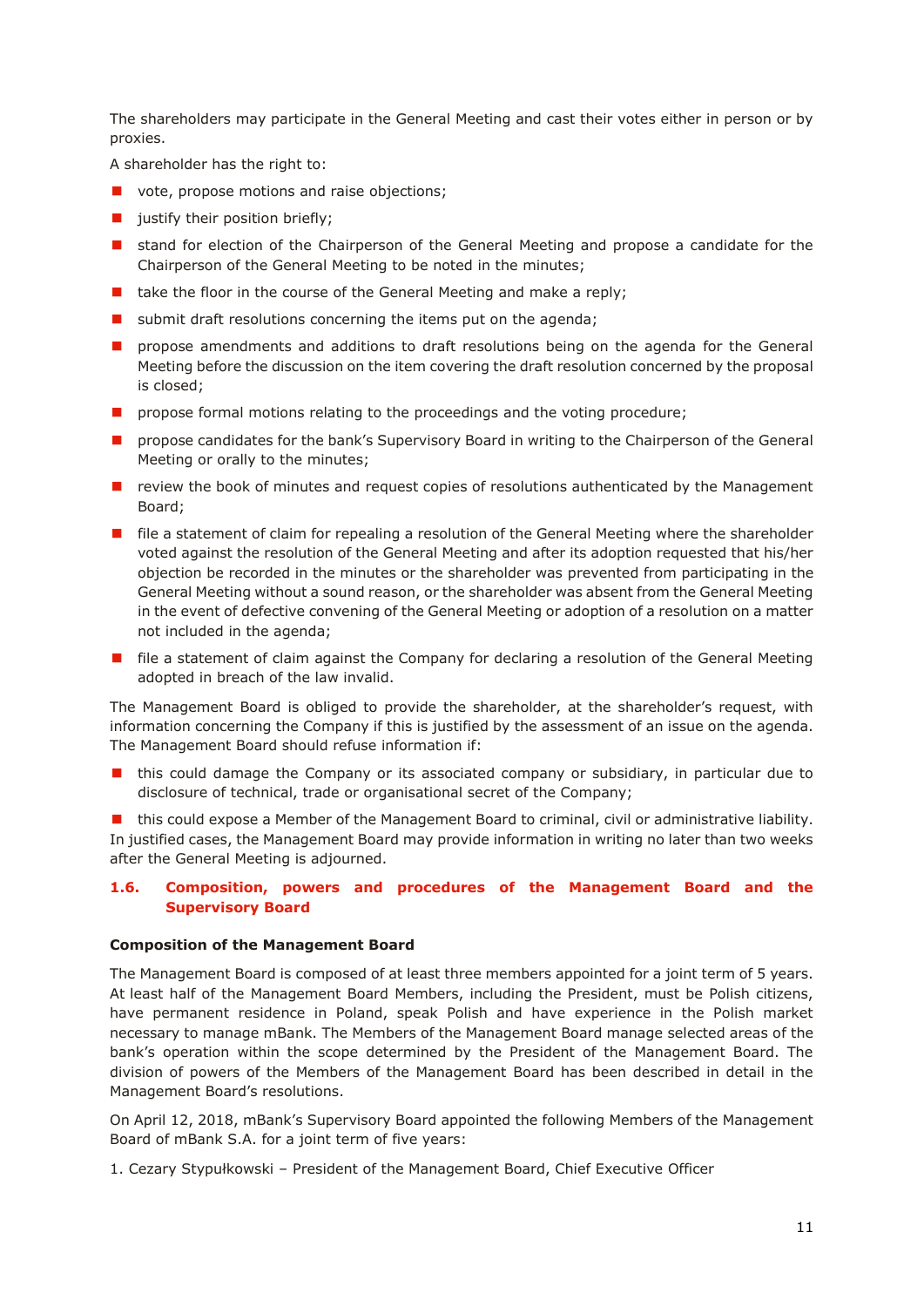The shareholders may participate in the General Meeting and cast their votes either in person or by proxies.

A shareholder has the right to:

- vote, propose motions and raise objections;
- justify their position briefly;
- stand for election of the Chairperson of the General Meeting and propose a candidate for the Chairperson of the General Meeting to be noted in the minutes;
- take the floor in the course of the General Meeting and make a reply;
- submit draft resolutions concerning the items put on the agenda;
- propose amendments and additions to draft resolutions being on the agenda for the General Meeting before the discussion on the item covering the draft resolution concerned by the proposal is closed;
- propose formal motions relating to the proceedings and the voting procedure;
- propose candidates for the bank's Supervisory Board in writing to the Chairperson of the General Meeting or orally to the minutes;
- review the book of minutes and request copies of resolutions authenticated by the Management Board;
- file a statement of claim for repealing a resolution of the General Meeting where the shareholder voted against the resolution of the General Meeting and after its adoption requested that his/her objection be recorded in the minutes or the shareholder was prevented from participating in the General Meeting without a sound reason, or the shareholder was absent from the General Meeting in the event of defective convening of the General Meeting or adoption of a resolution on a matter not included in the agenda;
- file a statement of claim against the Company for declaring a resolution of the General Meeting adopted in breach of the law invalid.

The Management Board is obliged to provide the shareholder, at the shareholder's request, with information concerning the Company if this is justified by the assessment of an issue on the agenda. The Management Board should refuse information if:

- this could damage the Company or its associated company or subsidiary, in particular due to disclosure of technical, trade or organisational secret of the Company;
- this could expose a Member of the Management Board to criminal, civil or administrative liability.

In justified cases, the Management Board may provide information in writing no later than two weeks after the General Meeting is adjourned.

## 1.6. Composition, powers and procedures of the Management Board and the Supervisory Board

**Composition of the Management Board**

The Management Board is composed of at least three members appointed for a joint term of 5 years. At least half of the Management Board Members, including the President, must be Polish citizens, have permanent residence in Poland, speak Polish and have experience in the Polish market necessary to manage mBank. The Members of the Management Board manage selected areas of the bank's operation within the scope determined by the President of the Management Board. The division of powers of the Members of the Management Board has been described in detail in the Management Board's resolutions.

On April 12, 2018, mBank's Supervisory Board appointed the following Members of the Management Board of mBank S.A. for a joint term of five years:

1. Cezary Stypułkowski – President of the Management Board, Chief Executive Officer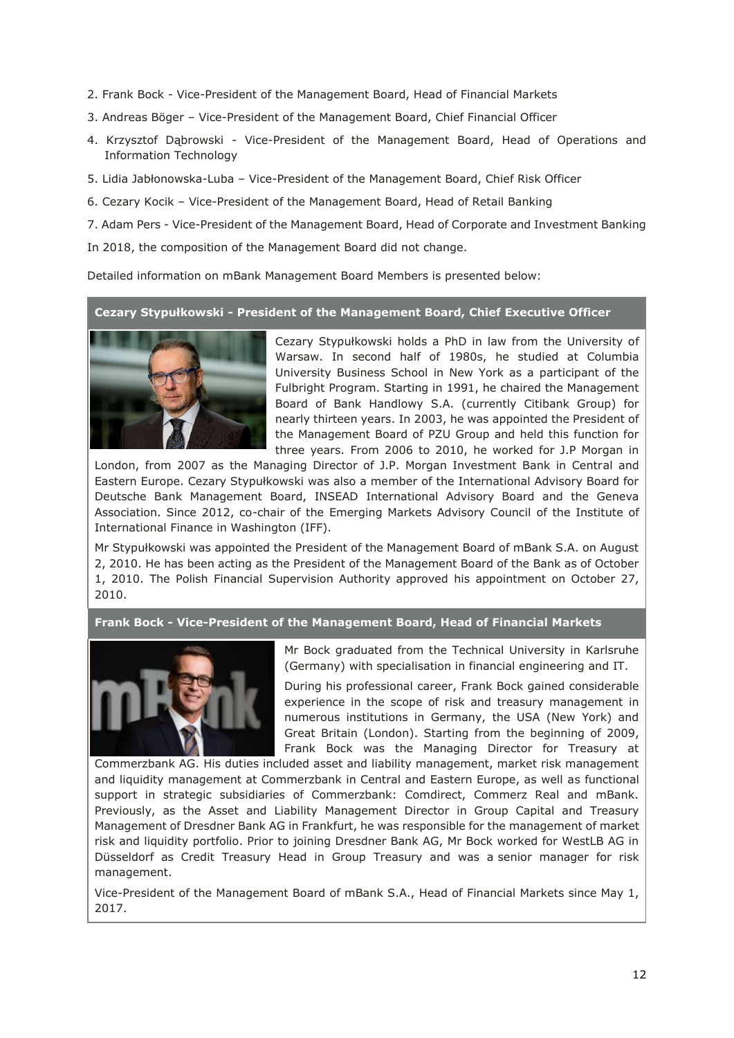2. Frank Bock - Vice-President of the Management Board, Head of Financial Markets
3. Andreas Böger – Vice-President of the Management Board, Chief Financial Officer
4. Krzysztof Dąbrowski - Vice-President of the Management Board, Head of Operations and Information Technology
5. Lidia Jabłonowska-Luba – Vice-President of the Management Board, Chief Risk Officer
6. Cezary Kocik – Vice-President of the Management Board, Head of Retail Banking
7. Adam Pers - Vice-President of the Management Board, Head of Corporate and Investment Banking

In 2018, the composition of the Management Board did not change.

Detailed information on mBank Management Board Members is presented below:

**Cezary Stypułkowski - President of the Management Board, Chief Executive Officer**

Cezary Stypułkowski holds a PhD in law from the University of Warsaw. In second half of 1980s, he studied at Columbia University Business School in New York as a participant of the Fulbright Program. Starting in 1991, he chaired the Management Board of Bank Handlowy S.A. (currently Citibank Group) for nearly thirteen years. In 2003, he was appointed the President of the Management Board of PZU Group and held this function for three years. From 2006 to 2010, he worked for J.P Morgan in London, from 2007 as the Managing Director of J.P. Morgan Investment Bank in Central and Eastern Europe. Cezary Stypułkowski was also a member of the International Advisory Board for Deutsche Bank Management Board, INSEAD International Advisory Board and the Geneva Association. Since 2012, co-chair of the Emerging Markets Advisory Council of the Institute of International Finance in Washington (IFF).

Mr Stypułkowski was appointed the President of the Management Board of mBank S.A. on August 2, 2010. He has been acting as the President of the Management Board of the Bank as of October 1, 2010. The Polish Financial Supervision Authority approved his appointment on October 27, 2010.

**Frank Bock - Vice-President of the Management Board, Head of Financial Markets**

Mr Bock graduated from the Technical University in Karlsruhe (Germany) with specialisation in financial engineering and IT.

During his professional career, Frank Bock gained considerable experience in the scope of risk and treasury management in numerous institutions in Germany, the USA (New York) and Great Britain (London). Starting from the beginning of 2009, Frank Bock was the Managing Director for Treasury at Commerzbank AG. His duties included asset and liability management, market risk management and liquidity management at Commerzbank in Central and Eastern Europe, as well as functional support in strategic subsidiaries of Commerzbank: Comdirect, Commerz Real and mBank. Previously, as the Asset and Liability Management Director in Group Capital and Treasury Management of Dresdner Bank AG in Frankfurt, he was responsible for the management of market risk and liquidity portfolio. Prior to joining Dresdner Bank AG, Mr Bock worked for WestLB AG in Düsseldorf as Credit Treasury Head in Group Treasury and was a senior manager for risk management.

Vice-President of the Management Board of mBank S.A., Head of Financial Markets since May 1, 2017.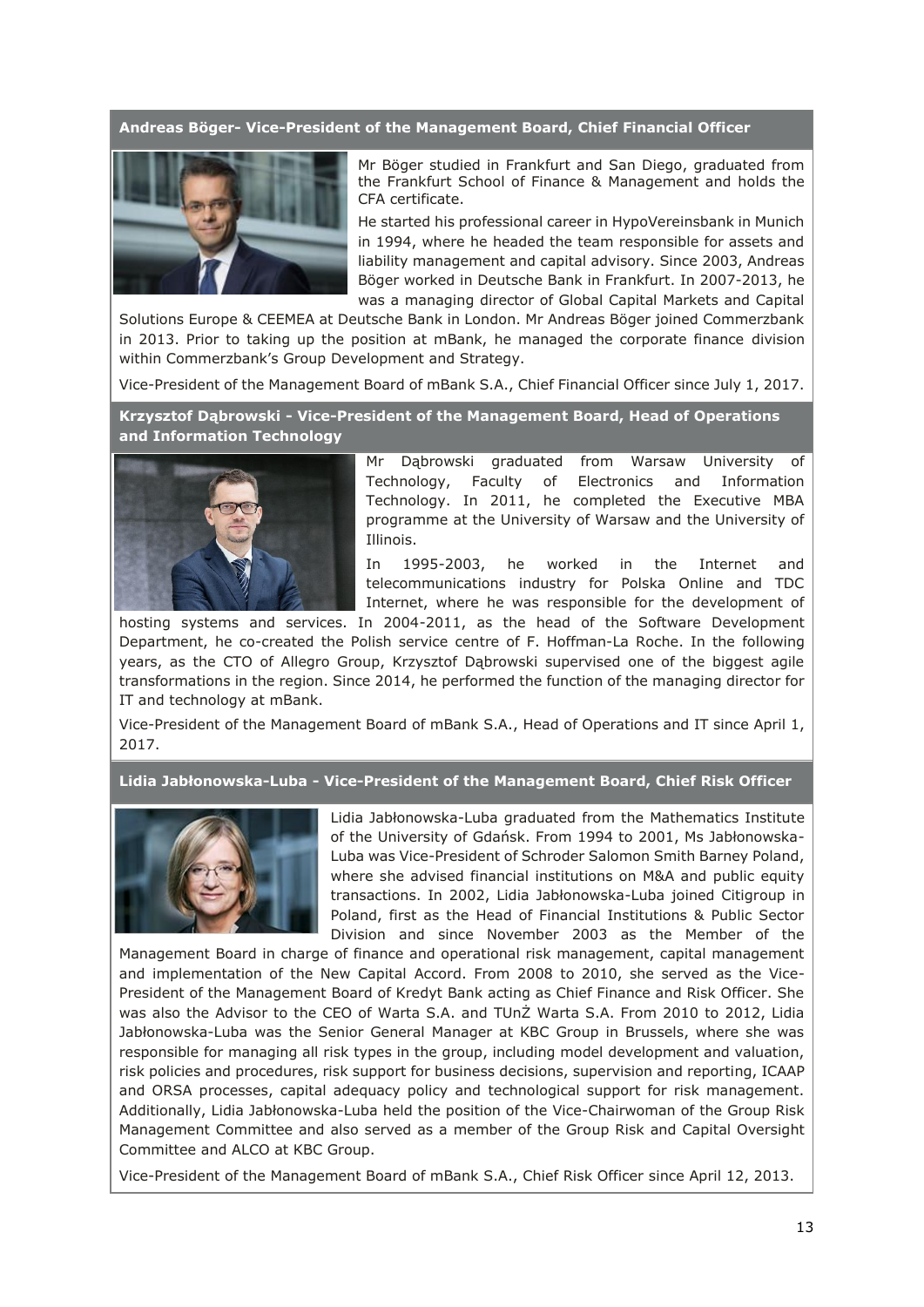### Andreas Böger- Vice-President of the Management Board, Chief Financial Officer

Mr Böger studied in Frankfurt and San Diego, graduated from the Frankfurt School of Finance & Management and holds the CFA certificate.

He started his professional career in HypoVereinsbank in Munich in 1994, where he headed the team responsible for assets and liability management and capital advisory. Since 2003, Andreas Böger worked in Deutsche Bank in Frankfurt. In 2007-2013, he was a managing director of Global Capital Markets and Capital Solutions Europe & CEEMEA at Deutsche Bank in London. Mr Andreas Böger joined Commerzbank in 2013. Prior to taking up the position at mBank, he managed the corporate finance division within Commerzbank's Group Development and Strategy.

Vice-President of the Management Board of mBank S.A., Chief Financial Officer since July 1, 2017.

### Krzysztof Dąbrowski - Vice-President of the Management Board, Head of Operations and Information Technology

Mr Dąbrowski graduated from Warsaw University of Technology, Faculty of Electronics and Information Technology. In 2011, he completed the Executive MBA programme at the University of Warsaw and the University of Illinois.

In 1995-2003, he worked in the Internet and telecommunications industry for Polska Online and TDC Internet, where he was responsible for the development of hosting systems and services. In 2004-2011, as the head of the Software Development Department, he co-created the Polish service centre of F. Hoffman-La Roche. In the following years, as the CTO of Allegro Group, Krzysztof Dąbrowski supervised one of the biggest agile transformations in the region. Since 2014, he performed the function of the managing director for IT and technology at mBank.

Vice-President of the Management Board of mBank S.A., Head of Operations and IT since April 1, 2017.

### Lidia Jabłonowska-Luba - Vice-President of the Management Board, Chief Risk Officer

Lidia Jabłonowska-Luba graduated from the Mathematics Institute of the University of Gdańsk. From 1994 to 2001, Ms Jabłonowska-Luba was Vice-President of Schroder Salomon Smith Barney Poland, where she advised financial institutions on M&A and public equity transactions. In 2002, Lidia Jabłonowska-Luba joined Citigroup in Poland, first as the Head of Financial Institutions & Public Sector Division and since November 2003 as the Member of the Management Board in charge of finance and operational risk management, capital management and implementation of the New Capital Accord. From 2008 to 2010, she served as the Vice-President of the Management Board of Kredyt Bank acting as Chief Finance and Risk Officer. She was also the Advisor to the CEO of Warta S.A. and TUnŻ Warta S.A. From 2010 to 2012, Lidia Jabłonowska-Luba was the Senior General Manager at KBC Group in Brussels, where she was responsible for managing all risk types in the group, including model development and valuation, risk policies and procedures, risk support for business decisions, supervision and reporting, ICAAP and ORSA processes, capital adequacy policy and technological support for risk management. Additionally, Lidia Jabłonowska-Luba held the position of the Vice-Chairwoman of the Group Risk Management Committee and also served as a member of the Group Risk and Capital Oversight Committee and ALCO at KBC Group.

Vice-President of the Management Board of mBank S.A., Chief Risk Officer since April 12, 2013.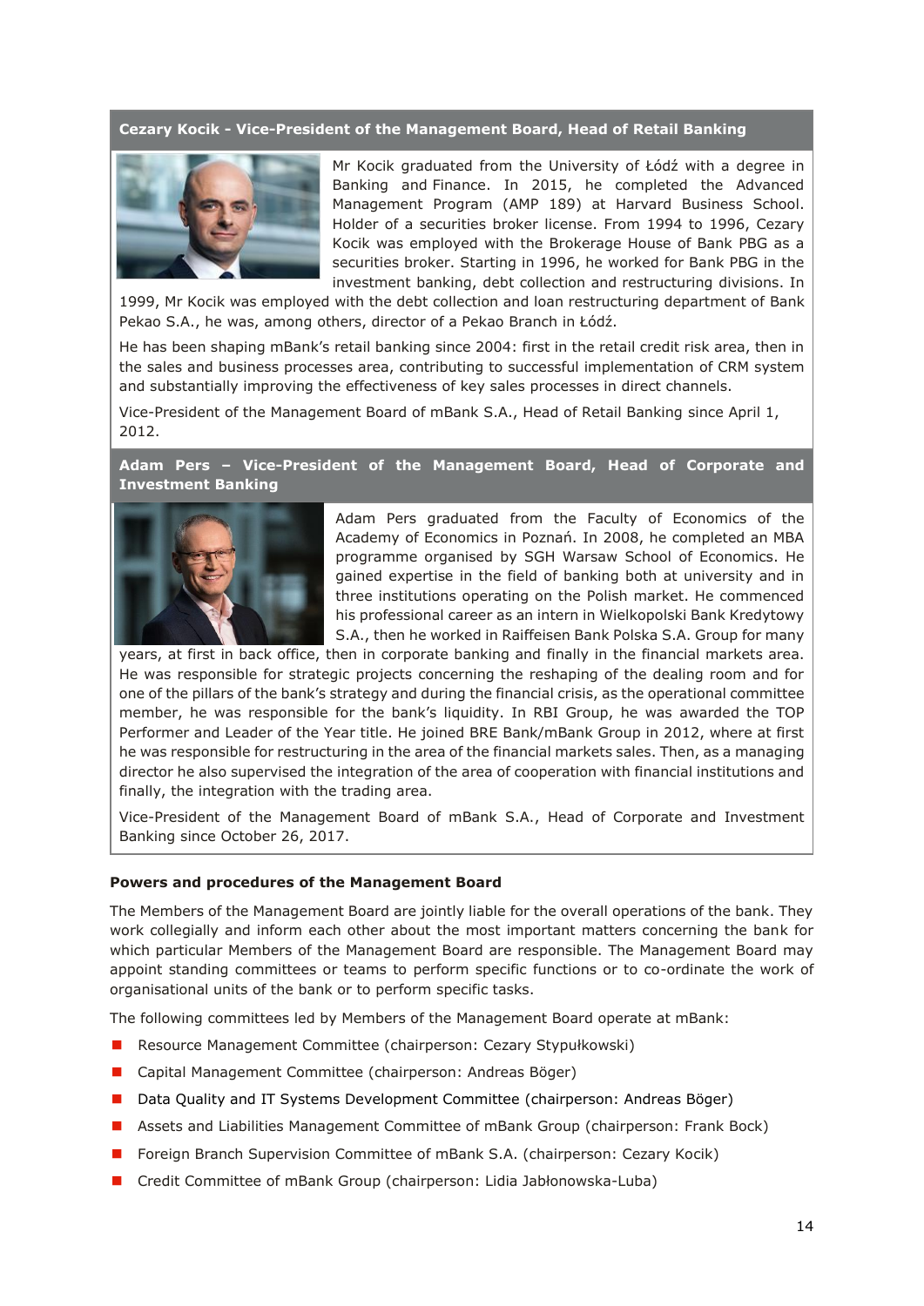**Cezary Kocik - Vice-President of the Management Board, Head of Retail Banking**

Mr Kocik graduated from the University of Łódź with a degree in Banking and Finance. In 2015, he completed the Advanced Management Program (AMP 189) at Harvard Business School. Holder of a securities broker license. From 1994 to 1996, Cezary Kocik was employed with the Brokerage House of Bank PBG as a securities broker. Starting in 1996, he worked for Bank PBG in the investment banking, debt collection and restructuring divisions. In 1999, Mr Kocik was employed with the debt collection and loan restructuring department of Bank Pekao S.A., he was, among others, director of a Pekao Branch in Łódź.

He has been shaping mBank's retail banking since 2004: first in the retail credit risk area, then in the sales and business processes area, contributing to successful implementation of CRM system and substantially improving the effectiveness of key sales processes in direct channels.

Vice-President of the Management Board of mBank S.A., Head of Retail Banking since April 1, 2012.

**Adam Pers – Vice-President of the Management Board, Head of Corporate and Investment Banking**

Adam Pers graduated from the Faculty of Economics of the Academy of Economics in Poznań. In 2008, he completed an MBA programme organised by SGH Warsaw School of Economics. He gained expertise in the field of banking both at university and in three institutions operating on the Polish market. He commenced his professional career as an intern in Wielkopolski Bank Kredytowy S.A., then he worked in Raiffeisen Bank Polska S.A. Group for many years, at first in back office, then in corporate banking and finally in the financial markets area. He was responsible for strategic projects concerning the reshaping of the dealing room and for one of the pillars of the bank's strategy and during the financial crisis, as the operational committee member, he was responsible for the bank's liquidity. In RBI Group, he was awarded the TOP Performer and Leader of the Year title. He joined BRE Bank/mBank Group in 2012, where at first he was responsible for restructuring in the area of the financial markets sales. Then, as a managing director he also supervised the integration of the area of cooperation with financial institutions and finally, the integration with the trading area.

Vice-President of the Management Board of mBank S.A., Head of Corporate and Investment Banking since October 26, 2017.

### Powers and procedures of the Management Board

The Members of the Management Board are jointly liable for the overall operations of the bank. They work collegially and inform each other about the most important matters concerning the bank for which particular Members of the Management Board are responsible. The Management Board may appoint standing committees or teams to perform specific functions or to co-ordinate the work of organisational units of the bank or to perform specific tasks.

The following committees led by Members of the Management Board operate at mBank:

- Resource Management Committee (chairperson: Cezary Stypułkowski)
- Capital Management Committee (chairperson: Andreas Böger)
- Data Quality and IT Systems Development Committee (chairperson: Andreas Böger)
- Assets and Liabilities Management Committee of mBank Group (chairperson: Frank Bock)
- Foreign Branch Supervision Committee of mBank S.A. (chairperson: Cezary Kocik)
- Credit Committee of mBank Group (chairperson: Lidia Jabłonowska-Luba)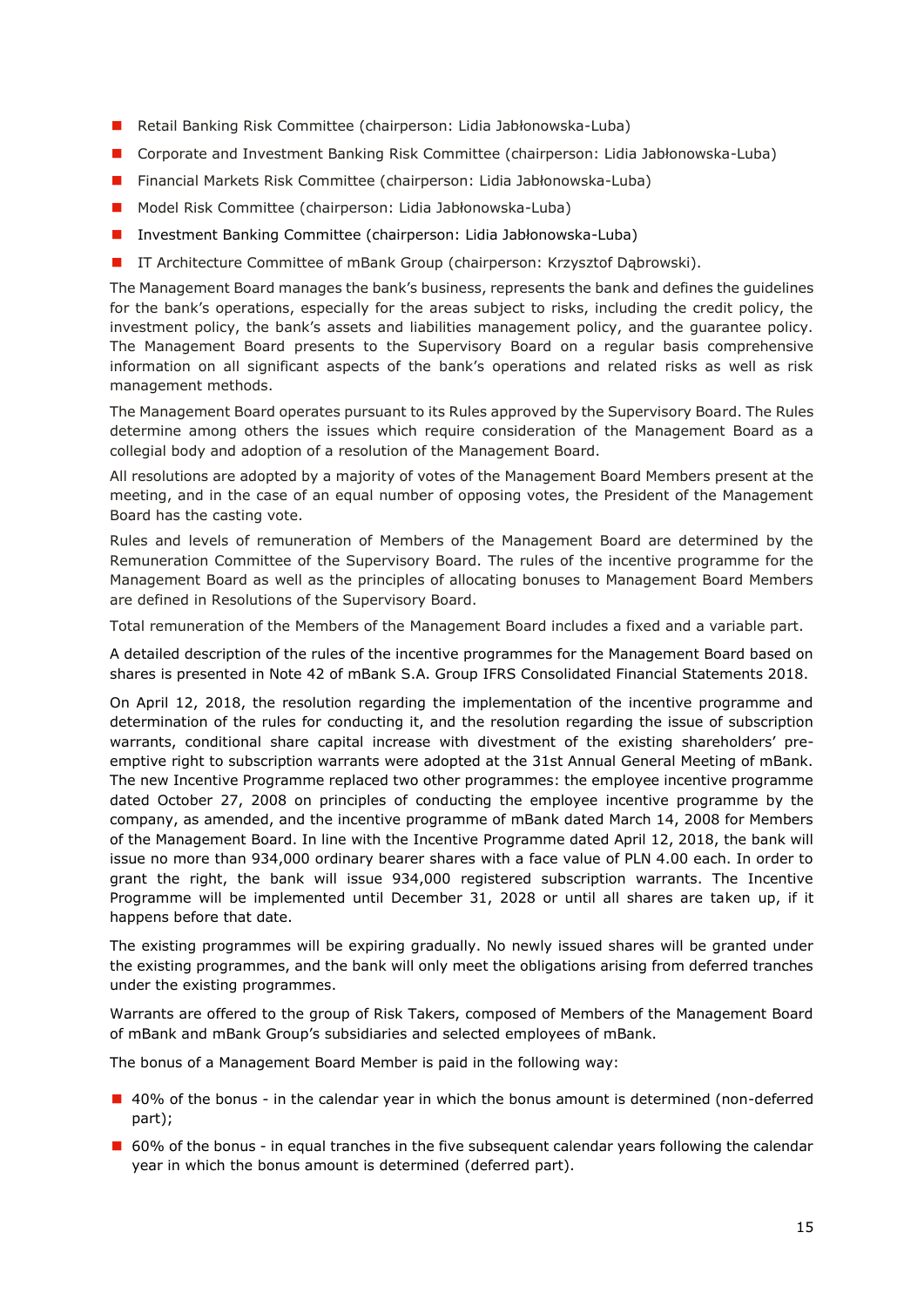- Retail Banking Risk Committee (chairperson: Lidia Jabłonowska-Luba)
- Corporate and Investment Banking Risk Committee (chairperson: Lidia Jabłonowska-Luba)
- Financial Markets Risk Committee (chairperson: Lidia Jabłonowska-Luba)
- Model Risk Committee (chairperson: Lidia Jabłonowska-Luba)
- Investment Banking Committee (chairperson: Lidia Jabłonowska-Luba)
- IT Architecture Committee of mBank Group (chairperson: Krzysztof Dąbrowski).

The Management Board manages the bank's business, represents the bank and defines the guidelines for the bank's operations, especially for the areas subject to risks, including the credit policy, the investment policy, the bank's assets and liabilities management policy, and the guarantee policy. The Management Board presents to the Supervisory Board on a regular basis comprehensive information on all significant aspects of the bank's operations and related risks as well as risk management methods.

The Management Board operates pursuant to its Rules approved by the Supervisory Board. The Rules determine among others the issues which require consideration of the Management Board as a collegial body and adoption of a resolution of the Management Board.

All resolutions are adopted by a majority of votes of the Management Board Members present at the meeting, and in the case of an equal number of opposing votes, the President of the Management Board has the casting vote.

Rules and levels of remuneration of Members of the Management Board are determined by the Remuneration Committee of the Supervisory Board. The rules of the incentive programme for the Management Board as well as the principles of allocating bonuses to Management Board Members are defined in Resolutions of the Supervisory Board.

Total remuneration of the Members of the Management Board includes a fixed and a variable part.

A detailed description of the rules of the incentive programmes for the Management Board based on shares is presented in Note 42 of mBank S.A. Group IFRS Consolidated Financial Statements 2018.

On April 12, 2018, the resolution regarding the implementation of the incentive programme and determination of the rules for conducting it, and the resolution regarding the issue of subscription warrants, conditional share capital increase with divestment of the existing shareholders' pre-emptive right to subscription warrants were adopted at the 31st Annual General Meeting of mBank. The new Incentive Programme replaced two other programmes: the employee incentive programme dated October 27, 2008 on principles of conducting the employee incentive programme by the company, as amended, and the incentive programme of mBank dated March 14, 2008 for Members of the Management Board. In line with the Incentive Programme dated April 12, 2018, the bank will issue no more than 934,000 ordinary bearer shares with a face value of PLN 4.00 each. In order to grant the right, the bank will issue 934,000 registered subscription warrants. The Incentive Programme will be implemented until December 31, 2028 or until all shares are taken up, if it happens before that date.

The existing programmes will be expiring gradually. No newly issued shares will be granted under the existing programmes, and the bank will only meet the obligations arising from deferred tranches under the existing programmes.

Warrants are offered to the group of Risk Takers, composed of Members of the Management Board of mBank and mBank Group's subsidiaries and selected employees of mBank.

The bonus of a Management Board Member is paid in the following way:

- 40% of the bonus - in the calendar year in which the bonus amount is determined (non-deferred part);
- 60% of the bonus - in equal tranches in the five subsequent calendar years following the calendar year in which the bonus amount is determined (deferred part).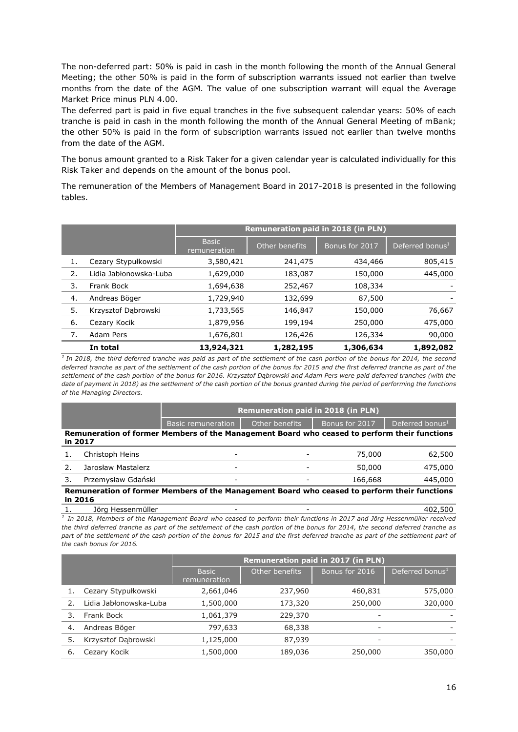The non-deferred part: 50% is paid in cash in the month following the month of the Annual General Meeting; the other 50% is paid in the form of subscription warrants issued not earlier than twelve months from the date of the AGM. The value of one subscription warrant will equal the Average Market Price minus PLN 4.00.

The deferred part is paid in five equal tranches in the five subsequent calendar years: 50% of each tranche is paid in cash in the month following the month of the Annual General Meeting of mBank; the other 50% is paid in the form of subscription warrants issued not earlier than twelve months from the date of the AGM.

The bonus amount granted to a Risk Taker for a given calendar year is calculated individually for this Risk Taker and depends on the amount of the bonus pool.

The remuneration of the Members of Management Board in 2017-2018 is presented in the following tables.

| | | Remuneration paid in 2018 (in PLN) | | | |
|---|---|---|---|---|---|
| | | Basic remuneration | Other benefits | Bonus for 2017 | Deferred bonus[1] |
| 1. | Cezary Stypułkowski | 3,580,421 | 241,475 | 434,466 | 805,415 |
| 2. | Lidia Jabłonowska-Luba | 1,629,000 | 183,087 | 150,000 | 445,000 |
| 3. | Frank Bock | 1,694,638 | 252,467 | 108,334 | - |
| 4. | Andreas Böger | 1,729,940 | 132,699 | 87,500 | - |
| 5. | Krzysztof Dąbrowski | 1,733,565 | 146,847 | 150,000 | 76,667 |
| 6. | Cezary Kocik | 1,879,956 | 199,194 | 250,000 | 475,000 |
| 7. | Adam Pers | 1,676,801 | 126,426 | 126,334 | 90,000 |
| | **In total** | **13,924,321** | **1,282,195** | **1,306,634** | **1,892,082** |

*[1] In 2018, the third deferred tranche was paid as part of the settlement of the cash portion of the bonus for 2014, the second deferred tranche as part of the settlement of the cash portion of the bonus for 2015 and the first deferred tranche as part of the settlement of the cash portion of the bonus for 2016. Krzysztof Dąbrowski and Adam Pers were paid deferred tranches (with the date of payment in 2018) as the settlement of the cash portion of the bonus granted during the period of performing the functions of the Managing Directors.*

| | | Remuneration paid in 2018 (in PLN) | | | |
|---|---|---|---|---|---|
| | | Basic remuneration | Other benefits | Bonus for 2017 | Deferred bonus[1] |
| **Remuneration of former Members of the Management Board who ceased to perform their functions in 2017** | | | | | |
| 1. | Christoph Heins | - | - | 75,000 | 62,500 |
| 2. | Jarosław Mastalerz | - | - | 50,000 | 475,000 |
| 3. | Przemysław Gdański | - | - | 166,668 | 445,000 |
| **Remuneration of former Members of the Management Board who ceased to perform their functions in 2016** | | | | | |
| 1. | Jörg Hessenmüller | - | - | | 402,500 |

*[1] In 2018, Members of the Management Board who ceased to perform their functions in 2017 and Jörg Hessenmüller received the third deferred tranche as part of the settlement of the cash portion of the bonus for 2014, the second deferred tranche as part of the settlement of the cash portion of the bonus for 2015 and the first deferred tranche as part of the settlement part of the cash bonus for 2016.*

| | | Remuneration paid in 2017 (in PLN) | | | |
|---|---|---|---|---|---|
| | | Basic remuneration | Other benefits | Bonus for 2016 | Deferred bonus[1] |
| 1. | Cezary Stypułkowski | 2,661,046 | 237,960 | 460,831 | 575,000 |
| 2. | Lidia Jabłonowska-Luba | 1,500,000 | 173,320 | 250,000 | 320,000 |
| 3. | Frank Bock | 1,061,379 | 229,370 | - | - |
| 4. | Andreas Böger | 797,633 | 68,338 | - | - |
| 5. | Krzysztof Dąbrowski | 1,125,000 | 87,939 | - | - |
| 6. | Cezary Kocik | 1,500,000 | 189,036 | 250,000 | 350,000 |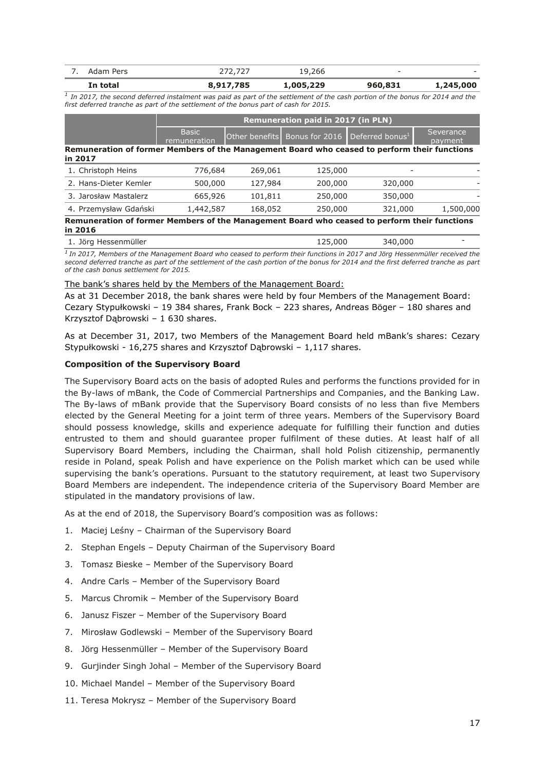| 7. Adam Pers | 272,727 | 19,266 | - | - |
|---|---|---|---|---|
| **In total** | **8,917,785** | **1,005,229** | **960,831** | **1,245,000** |

*[1] In 2017, the second deferred instalment was paid as part of the settlement of the cash portion of the bonus for 2014 and the first deferred tranche as part of the settlement of the bonus part of cash for 2015.*

| | **Remuneration paid in 2017 (in PLN)** | | | | |
|---|---|---|---|---|---|
| | Basic remuneration | Other benefits | Bonus for 2016 | Deferred bonus[1] | Severance payment |
| **Remuneration of former Members of the Management Board who ceased to perform their functions in 2017** | | | | | |
| 1. Christoph Heins | 776,684 | 269,061 | 125,000 | - | - |
| 2. Hans-Dieter Kemler | 500,000 | 127,984 | 200,000 | 320,000 | - |
| 3. Jarosław Mastalerz | 665,926 | 101,811 | 250,000 | 350,000 | - |
| 4. Przemysław Gdański | 1,442,587 | 168,052 | 250,000 | 321,000 | 1,500,000 |
| **Remuneration of former Members of the Management Board who ceased to perform their functions in 2016** | | | | | |
| 1. Jörg Hessenmüller | | | 125,000 | 340,000 | - |

*[1] In 2017, Members of the Management Board who ceased to perform their functions in 2017 and Jörg Hessenmüller received the second deferred tranche as part of the settlement of the cash portion of the bonus for 2014 and the first deferred tranche as part of the cash bonus settlement for 2015.*

The bank's shares held by the Members of the Management Board:

As at 31 December 2018, the bank shares were held by four Members of the Management Board: Cezary Stypułkowski – 19 384 shares, Frank Bock – 223 shares, Andreas Böger – 180 shares and Krzysztof Dąbrowski – 1 630 shares.

As at December 31, 2017, two Members of the Management Board held mBank's shares: Cezary Stypułkowski - 16,275 shares and Krzysztof Dąbrowski – 1,117 shares.

**Composition of the Supervisory Board**

The Supervisory Board acts on the basis of adopted Rules and performs the functions provided for in the By-laws of mBank, the Code of Commercial Partnerships and Companies, and the Banking Law. The By-laws of mBank provide that the Supervisory Board consists of no less than five Members elected by the General Meeting for a joint term of three years. Members of the Supervisory Board should possess knowledge, skills and experience adequate for fulfilling their function and duties entrusted to them and should guarantee proper fulfilment of these duties. At least half of all Supervisory Board Members, including the Chairman, shall hold Polish citizenship, permanently reside in Poland, speak Polish and have experience on the Polish market which can be used while supervising the bank's operations. Pursuant to the statutory requirement, at least two Supervisory Board Members are independent. The independence criteria of the Supervisory Board Member are stipulated in the mandatory provisions of law.

As at the end of 2018, the Supervisory Board's composition was as follows:

1. Maciej Leśny – Chairman of the Supervisory Board
2. Stephan Engels – Deputy Chairman of the Supervisory Board
3. Tomasz Bieske – Member of the Supervisory Board
4. Andre Carls – Member of the Supervisory Board
5. Marcus Chromik – Member of the Supervisory Board
6. Janusz Fiszer – Member of the Supervisory Board
7. Mirosław Godlewski – Member of the Supervisory Board
8. Jörg Hessenmüller – Member of the Supervisory Board
9. Gurjinder Singh Johal – Member of the Supervisory Board
10. Michael Mandel – Member of the Supervisory Board
11. Teresa Mokrysz – Member of the Supervisory Board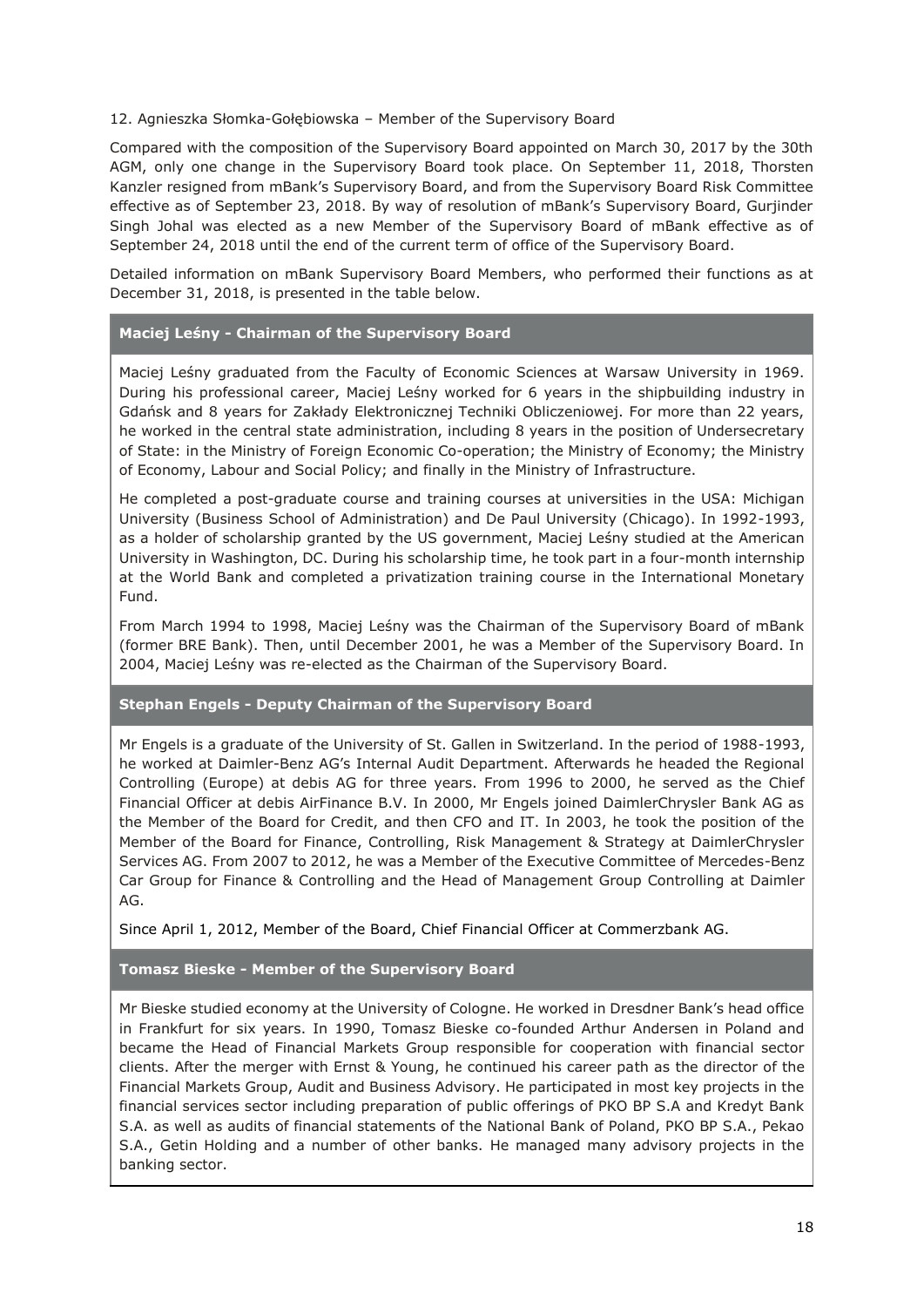12. Agnieszka Słomka-Gołębiowska – Member of the Supervisory Board

Compared with the composition of the Supervisory Board appointed on March 30, 2017 by the 30th AGM, only one change in the Supervisory Board took place. On September 11, 2018, Thorsten Kanzler resigned from mBank's Supervisory Board, and from the Supervisory Board Risk Committee effective as of September 23, 2018. By way of resolution of mBank's Supervisory Board, Gurjinder Singh Johal was elected as a new Member of the Supervisory Board of mBank effective as of September 24, 2018 until the end of the current term of office of the Supervisory Board.

Detailed information on mBank Supervisory Board Members, who performed their functions as at December 31, 2018, is presented in the table below.

**Maciej Leśny - Chairman of the Supervisory Board**

Maciej Leśny graduated from the Faculty of Economic Sciences at Warsaw University in 1969. During his professional career, Maciej Leśny worked for 6 years in the shipbuilding industry in Gdańsk and 8 years for Zakłady Elektronicznej Techniki Obliczeniowej. For more than 22 years, he worked in the central state administration, including 8 years in the position of Undersecretary of State: in the Ministry of Foreign Economic Co-operation; the Ministry of Economy; the Ministry of Economy, Labour and Social Policy; and finally in the Ministry of Infrastructure.

He completed a post-graduate course and training courses at universities in the USA: Michigan University (Business School of Administration) and De Paul University (Chicago). In 1992-1993, as a holder of scholarship granted by the US government, Maciej Leśny studied at the American University in Washington, DC. During his scholarship time, he took part in a four-month internship at the World Bank and completed a privatization training course in the International Monetary Fund.

From March 1994 to 1998, Maciej Leśny was the Chairman of the Supervisory Board of mBank (former BRE Bank). Then, until December 2001, he was a Member of the Supervisory Board. In 2004, Maciej Leśny was re-elected as the Chairman of the Supervisory Board.

**Stephan Engels - Deputy Chairman of the Supervisory Board**

Mr Engels is a graduate of the University of St. Gallen in Switzerland. In the period of 1988-1993, he worked at Daimler-Benz AG's Internal Audit Department. Afterwards he headed the Regional Controlling (Europe) at debis AG for three years. From 1996 to 2000, he served as the Chief Financial Officer at debis AirFinance B.V. In 2000, Mr Engels joined DaimlerChrysler Bank AG as the Member of the Board for Credit, and then CFO and IT. In 2003, he took the position of the Member of the Board for Finance, Controlling, Risk Management & Strategy at DaimlerChrysler Services AG. From 2007 to 2012, he was a Member of the Executive Committee of Mercedes-Benz Car Group for Finance & Controlling and the Head of Management Group Controlling at Daimler AG.

Since April 1, 2012, Member of the Board, Chief Financial Officer at Commerzbank AG.

**Tomasz Bieske - Member of the Supervisory Board**

Mr Bieske studied economy at the University of Cologne. He worked in Dresdner Bank's head office in Frankfurt for six years. In 1990, Tomasz Bieske co-founded Arthur Andersen in Poland and became the Head of Financial Markets Group responsible for cooperation with financial sector clients. After the merger with Ernst & Young, he continued his career path as the director of the Financial Markets Group, Audit and Business Advisory. He participated in most key projects in the financial services sector including preparation of public offerings of PKO BP S.A and Kredyt Bank S.A. as well as audits of financial statements of the National Bank of Poland, PKO BP S.A., Pekao S.A., Getin Holding and a number of other banks. He managed many advisory projects in the banking sector.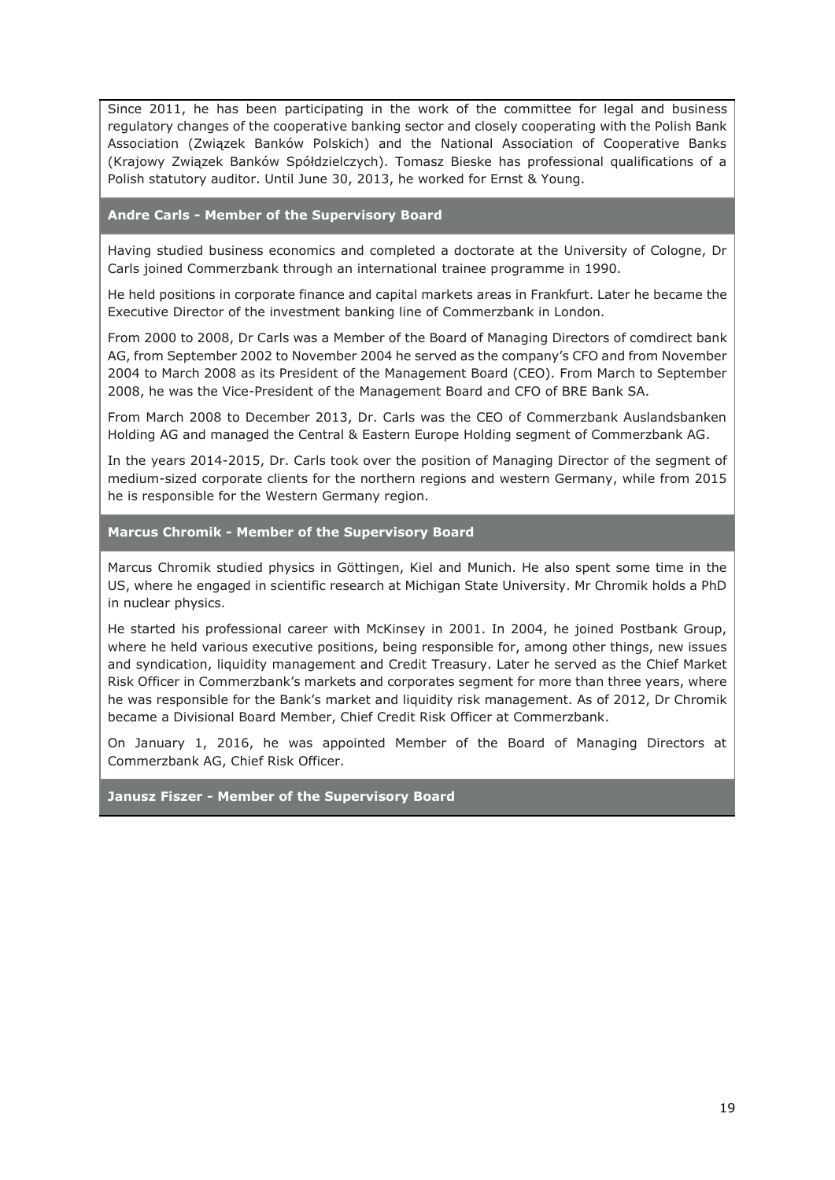Since 2011, he has been participating in the work of the committee for legal and business regulatory changes of the cooperative banking sector and closely cooperating with the Polish Bank Association (Związek Banków Polskich) and the National Association of Cooperative Banks (Krajowy Związek Banków Spółdzielczych). Tomasz Bieske has professional qualifications of a Polish statutory auditor. Until June 30, 2013, he worked for Ernst & Young.

**Andre Carls - Member of the Supervisory Board**

Having studied business economics and completed a doctorate at the University of Cologne, Dr Carls joined Commerzbank through an international trainee programme in 1990.

He held positions in corporate finance and capital markets areas in Frankfurt. Later he became the Executive Director of the investment banking line of Commerzbank in London.

From 2000 to 2008, Dr Carls was a Member of the Board of Managing Directors of comdirect bank AG, from September 2002 to November 2004 he served as the company's CFO and from November 2004 to March 2008 as its President of the Management Board (CEO). From March to September 2008, he was the Vice-President of the Management Board and CFO of BRE Bank SA.

From March 2008 to December 2013, Dr. Carls was the CEO of Commerzbank Auslandsbanken Holding AG and managed the Central & Eastern Europe Holding segment of Commerzbank AG.

In the years 2014-2015, Dr. Carls took over the position of Managing Director of the segment of medium-sized corporate clients for the northern regions and western Germany, while from 2015 he is responsible for the Western Germany region.

**Marcus Chromik - Member of the Supervisory Board**

Marcus Chromik studied physics in Göttingen, Kiel and Munich. He also spent some time in the US, where he engaged in scientific research at Michigan State University. Mr Chromik holds a PhD in nuclear physics.

He started his professional career with McKinsey in 2001. In 2004, he joined Postbank Group, where he held various executive positions, being responsible for, among other things, new issues and syndication, liquidity management and Credit Treasury. Later he served as the Chief Market Risk Officer in Commerzbank's markets and corporates segment for more than three years, where he was responsible for the Bank's market and liquidity risk management. As of 2012, Dr Chromik became a Divisional Board Member, Chief Credit Risk Officer at Commerzbank.

On January 1, 2016, he was appointed Member of the Board of Managing Directors at Commerzbank AG, Chief Risk Officer.

**Janusz Fiszer - Member of the Supervisory Board**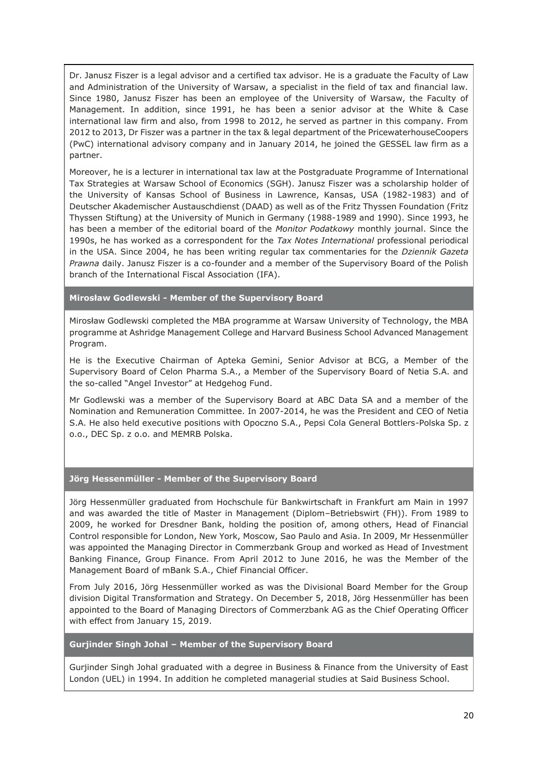Dr. Janusz Fiszer is a legal advisor and a certified tax advisor. He is a graduate the Faculty of Law and Administration of the University of Warsaw, a specialist in the field of tax and financial law. Since 1980, Janusz Fiszer has been an employee of the University of Warsaw, the Faculty of Management. In addition, since 1991, he has been a senior advisor at the White & Case international law firm and also, from 1998 to 2012, he served as partner in this company. From 2012 to 2013, Dr Fiszer was a partner in the tax & legal department of the PricewaterhouseCoopers (PwC) international advisory company and in January 2014, he joined the GESSEL law firm as a partner.

Moreover, he is a lecturer in international tax law at the Postgraduate Programme of International Tax Strategies at Warsaw School of Economics (SGH). Janusz Fiszer was a scholarship holder of the University of Kansas School of Business in Lawrence, Kansas, USA (1982-1983) and of Deutscher Akademischer Austauschdienst (DAAD) as well as of the Fritz Thyssen Foundation (Fritz Thyssen Stiftung) at the University of Munich in Germany (1988-1989 and 1990). Since 1993, he has been a member of the editorial board of the *Monitor Podatkowy* monthly journal. Since the 1990s, he has worked as a correspondent for the *Tax Notes International* professional periodical in the USA. Since 2004, he has been writing regular tax commentaries for the *Dziennik Gazeta Prawna* daily. Janusz Fiszer is a co-founder and a member of the Supervisory Board of the Polish branch of the International Fiscal Association (IFA).

### Mirosław Godlewski - Member of the Supervisory Board

Mirosław Godlewski completed the MBA programme at Warsaw University of Technology, the MBA programme at Ashridge Management College and Harvard Business School Advanced Management Program.

He is the Executive Chairman of Apteka Gemini, Senior Advisor at BCG, a Member of the Supervisory Board of Celon Pharma S.A., a Member of the Supervisory Board of Netia S.A. and the so-called "Angel Investor" at Hedgehog Fund.

Mr Godlewski was a member of the Supervisory Board at ABC Data SA and a member of the Nomination and Remuneration Committee. In 2007-2014, he was the President and CEO of Netia S.A. He also held executive positions with Opoczno S.A., Pepsi Cola General Bottlers-Polska Sp. z o.o., DEC Sp. z o.o. and MEMRB Polska.

### Jörg Hessenmüller - Member of the Supervisory Board

Jörg Hessenmüller graduated from Hochschule für Bankwirtschaft in Frankfurt am Main in 1997 and was awarded the title of Master in Management (Diplom–Betriebswirt (FH)). From 1989 to 2009, he worked for Dresdner Bank, holding the position of, among others, Head of Financial Control responsible for London, New York, Moscow, Sao Paulo and Asia. In 2009, Mr Hessenmüller was appointed the Managing Director in Commerzbank Group and worked as Head of Investment Banking Finance, Group Finance. From April 2012 to June 2016, he was the Member of the Management Board of mBank S.A., Chief Financial Officer.

From July 2016, Jörg Hessenmüller worked as was the Divisional Board Member for the Group division Digital Transformation and Strategy. On December 5, 2018, Jörg Hessenmüller has been appointed to the Board of Managing Directors of Commerzbank AG as the Chief Operating Officer with effect from January 15, 2019.

### Gurjinder Singh Johal – Member of the Supervisory Board

Gurjinder Singh Johal graduated with a degree in Business & Finance from the University of East London (UEL) in 1994. In addition he completed managerial studies at Said Business School.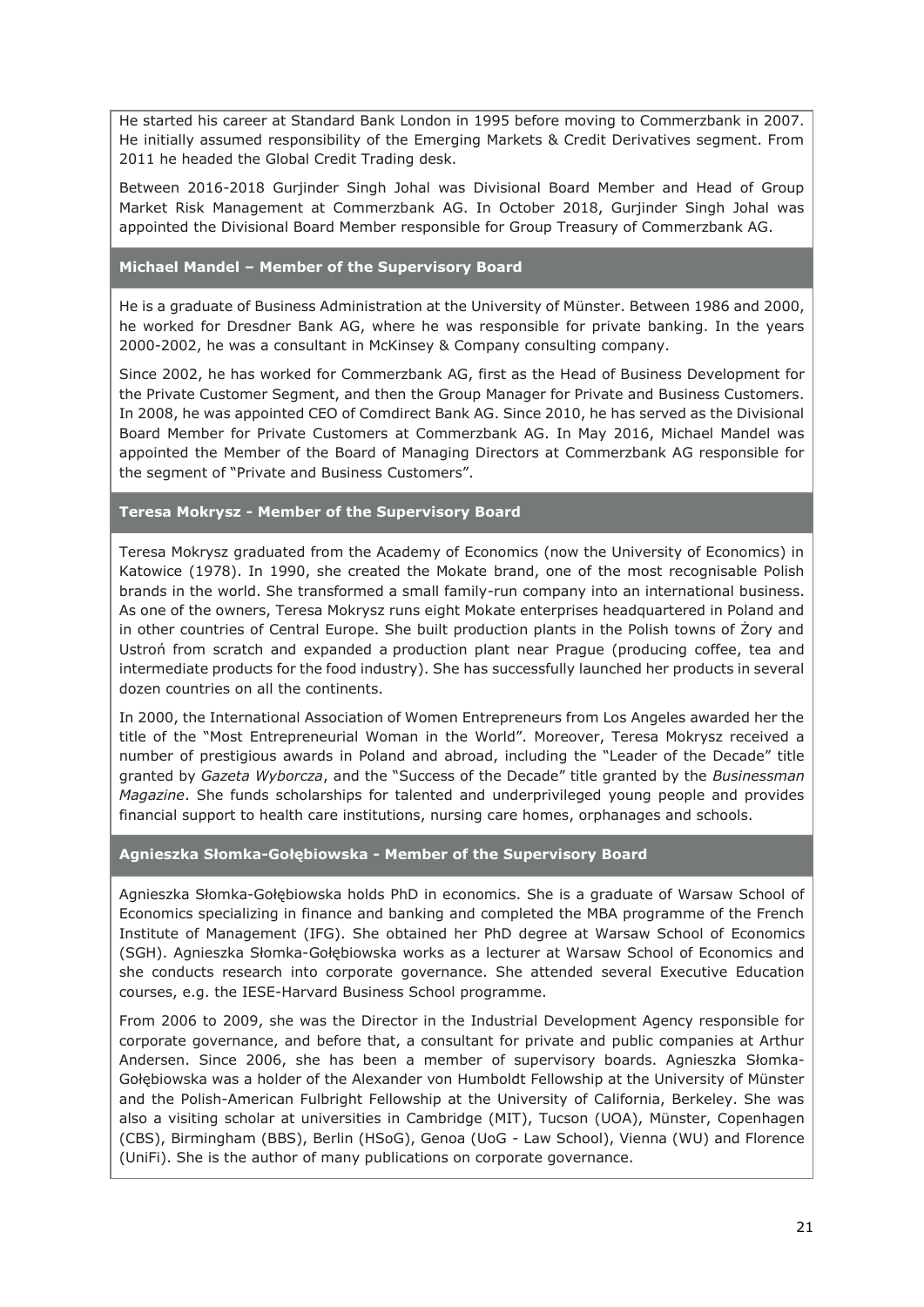He started his career at Standard Bank London in 1995 before moving to Commerzbank in 2007. He initially assumed responsibility of the Emerging Markets & Credit Derivatives segment. From 2011 he headed the Global Credit Trading desk.

Between 2016-2018 Gurjinder Singh Johal was Divisional Board Member and Head of Group Market Risk Management at Commerzbank AG. In October 2018, Gurjinder Singh Johal was appointed the Divisional Board Member responsible for Group Treasury of Commerzbank AG.

### Michael Mandel – Member of the Supervisory Board

He is a graduate of Business Administration at the University of Münster. Between 1986 and 2000, he worked for Dresdner Bank AG, where he was responsible for private banking. In the years 2000-2002, he was a consultant in McKinsey & Company consulting company.

Since 2002, he has worked for Commerzbank AG, first as the Head of Business Development for the Private Customer Segment, and then the Group Manager for Private and Business Customers. In 2008, he was appointed CEO of Comdirect Bank AG. Since 2010, he has served as the Divisional Board Member for Private Customers at Commerzbank AG. In May 2016, Michael Mandel was appointed the Member of the Board of Managing Directors at Commerzbank AG responsible for the segment of "Private and Business Customers".

### Teresa Mokrysz - Member of the Supervisory Board

Teresa Mokrysz graduated from the Academy of Economics (now the University of Economics) in Katowice (1978). In 1990, she created the Mokate brand, one of the most recognisable Polish brands in the world. She transformed a small family-run company into an international business. As one of the owners, Teresa Mokrysz runs eight Mokate enterprises headquartered in Poland and in other countries of Central Europe. She built production plants in the Polish towns of Żory and Ustroń from scratch and expanded a production plant near Prague (producing coffee, tea and intermediate products for the food industry). She has successfully launched her products in several dozen countries on all the continents.

In 2000, the International Association of Women Entrepreneurs from Los Angeles awarded her the title of the "Most Entrepreneurial Woman in the World". Moreover, Teresa Mokrysz received a number of prestigious awards in Poland and abroad, including the "Leader of the Decade" title granted by *Gazeta Wyborcza*, and the "Success of the Decade" title granted by the *Businessman Magazine*. She funds scholarships for talented and underprivileged young people and provides financial support to health care institutions, nursing care homes, orphanages and schools.

### Agnieszka Słomka-Gołębiowska - Member of the Supervisory Board

Agnieszka Słomka-Gołębiowska holds PhD in economics. She is a graduate of Warsaw School of Economics specializing in finance and banking and completed the MBA programme of the French Institute of Management (IFG). She obtained her PhD degree at Warsaw School of Economics (SGH). Agnieszka Słomka-Gołębiowska works as a lecturer at Warsaw School of Economics and she conducts research into corporate governance. She attended several Executive Education courses, e.g. the IESE-Harvard Business School programme.

From 2006 to 2009, she was the Director in the Industrial Development Agency responsible for corporate governance, and before that, a consultant for private and public companies at Arthur Andersen. Since 2006, she has been a member of supervisory boards. Agnieszka Słomka-Gołębiowska was a holder of the Alexander von Humboldt Fellowship at the University of Münster and the Polish-American Fulbright Fellowship at the University of California, Berkeley. She was also a visiting scholar at universities in Cambridge (MIT), Tucson (UOA), Münster, Copenhagen (CBS), Birmingham (BBS), Berlin (HSoG), Genoa (UoG - Law School), Vienna (WU) and Florence (UniFi). She is the author of many publications on corporate governance.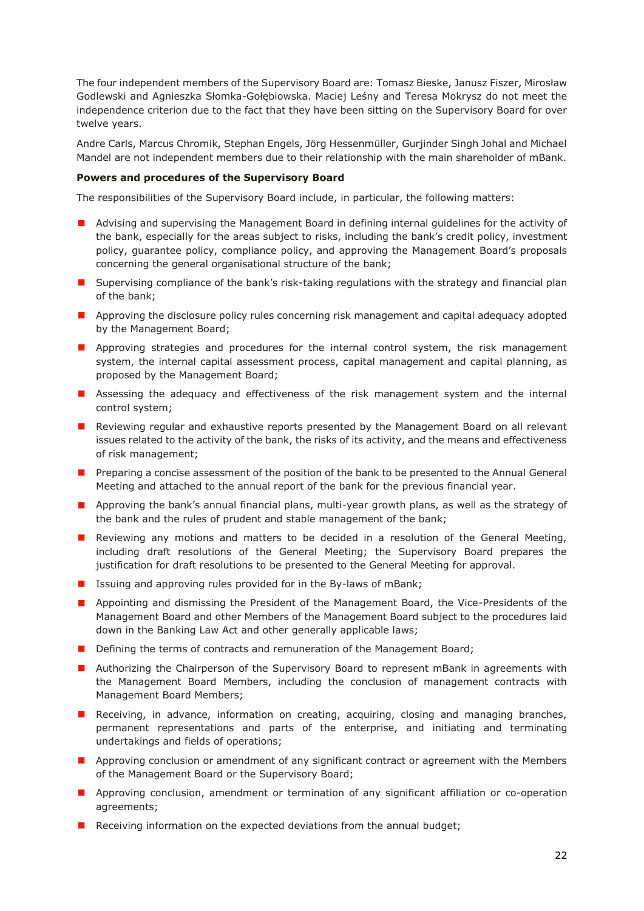The four independent members of the Supervisory Board are: Tomasz Bieske, Janusz Fiszer, Mirosław Godlewski and Agnieszka Słomka-Gołębiowska. Maciej Leśny and Teresa Mokrysz do not meet the independence criterion due to the fact that they have been sitting on the Supervisory Board for over twelve years.

Andre Carls, Marcus Chromik, Stephan Engels, Jörg Hessenmüller, Gurjinder Singh Johal and Michael Mandel are not independent members due to their relationship with the main shareholder of mBank.

**Powers and procedures of the Supervisory Board**

The responsibilities of the Supervisory Board include, in particular, the following matters:

- Advising and supervising the Management Board in defining internal guidelines for the activity of the bank, especially for the areas subject to risks, including the bank's credit policy, investment policy, guarantee policy, compliance policy, and approving the Management Board's proposals concerning the general organisational structure of the bank;
- Supervising compliance of the bank's risk-taking regulations with the strategy and financial plan of the bank;
- Approving the disclosure policy rules concerning risk management and capital adequacy adopted by the Management Board;
- Approving strategies and procedures for the internal control system, the risk management system, the internal capital assessment process, capital management and capital planning, as proposed by the Management Board;
- Assessing the adequacy and effectiveness of the risk management system and the internal control system;
- Reviewing regular and exhaustive reports presented by the Management Board on all relevant issues related to the activity of the bank, the risks of its activity, and the means and effectiveness of risk management;
- Preparing a concise assessment of the position of the bank to be presented to the Annual General Meeting and attached to the annual report of the bank for the previous financial year.
- Approving the bank's annual financial plans, multi-year growth plans, as well as the strategy of the bank and the rules of prudent and stable management of the bank;
- Reviewing any motions and matters to be decided in a resolution of the General Meeting, including draft resolutions of the General Meeting; the Supervisory Board prepares the justification for draft resolutions to be presented to the General Meeting for approval.
- Issuing and approving rules provided for in the By-laws of mBank;
- Appointing and dismissing the President of the Management Board, the Vice-Presidents of the Management Board and other Members of the Management Board subject to the procedures laid down in the Banking Law Act and other generally applicable laws;
- Defining the terms of contracts and remuneration of the Management Board;
- Authorizing the Chairperson of the Supervisory Board to represent mBank in agreements with the Management Board Members, including the conclusion of management contracts with Management Board Members;
- Receiving, in advance, information on creating, acquiring, closing and managing branches, permanent representations and parts of the enterprise, and initiating and terminating undertakings and fields of operations;
- Approving conclusion or amendment of any significant contract or agreement with the Members of the Management Board or the Supervisory Board;
- Approving conclusion, amendment or termination of any significant affiliation or co-operation agreements;
- Receiving information on the expected deviations from the annual budget;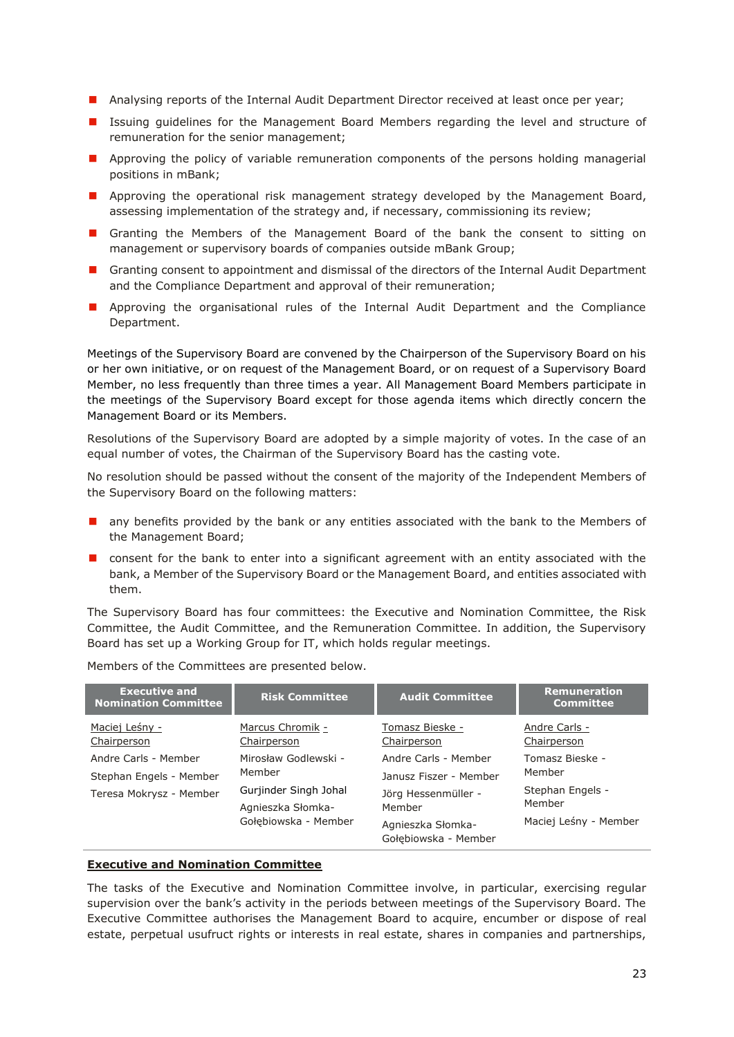- Analysing reports of the Internal Audit Department Director received at least once per year;
- Issuing guidelines for the Management Board Members regarding the level and structure of remuneration for the senior management;
- Approving the policy of variable remuneration components of the persons holding managerial positions in mBank;
- Approving the operational risk management strategy developed by the Management Board, assessing implementation of the strategy and, if necessary, commissioning its review;
- Granting the Members of the Management Board of the bank the consent to sitting on management or supervisory boards of companies outside mBank Group;
- Granting consent to appointment and dismissal of the directors of the Internal Audit Department and the Compliance Department and approval of their remuneration;
- Approving the organisational rules of the Internal Audit Department and the Compliance Department.

Meetings of the Supervisory Board are convened by the Chairperson of the Supervisory Board on his or her own initiative, or on request of the Management Board, or on request of a Supervisory Board Member, no less frequently than three times a year. All Management Board Members participate in the meetings of the Supervisory Board except for those agenda items which directly concern the Management Board or its Members.

Resolutions of the Supervisory Board are adopted by a simple majority of votes. In the case of an equal number of votes, the Chairman of the Supervisory Board has the casting vote.

No resolution should be passed without the consent of the majority of the Independent Members of the Supervisory Board on the following matters:

- any benefits provided by the bank or any entities associated with the bank to the Members of the Management Board;
- consent for the bank to enter into a significant agreement with an entity associated with the bank, a Member of the Supervisory Board or the Management Board, and entities associated with them.

The Supervisory Board has four committees: the Executive and Nomination Committee, the Risk Committee, the Audit Committee, and the Remuneration Committee. In addition, the Supervisory Board has set up a Working Group for IT, which holds regular meetings.

Members of the Committees are presented below.

| Executive and Nomination Committee | Risk Committee | Audit Committee | Remuneration Committee |
|---|---|---|---|
| Maciej Leśny - Chairperson | Marcus Chromik - Chairperson | Tomasz Bieske - Chairperson | Andre Carls - Chairperson |
| Andre Carls - Member | Mirosław Godlewski - Member | Andre Carls - Member | Tomasz Bieske - Member |
| Stephan Engels - Member | Gurjinder Singh Johal | Janusz Fiszer - Member | Stephan Engels - Member |
| Teresa Mokrysz - Member | Agnieszka Słomka-Gołębiowska - Member | Jörg Hessenmüller - Member | Maciej Leśny - Member |
| | | Agnieszka Słomka-Gołębiowska - Member | |

**Executive and Nomination Committee**

The tasks of the Executive and Nomination Committee involve, in particular, exercising regular supervision over the bank's activity in the periods between meetings of the Supervisory Board. The Executive Committee authorises the Management Board to acquire, encumber or dispose of real estate, perpetual usufruct rights or interests in real estate, shares in companies and partnerships,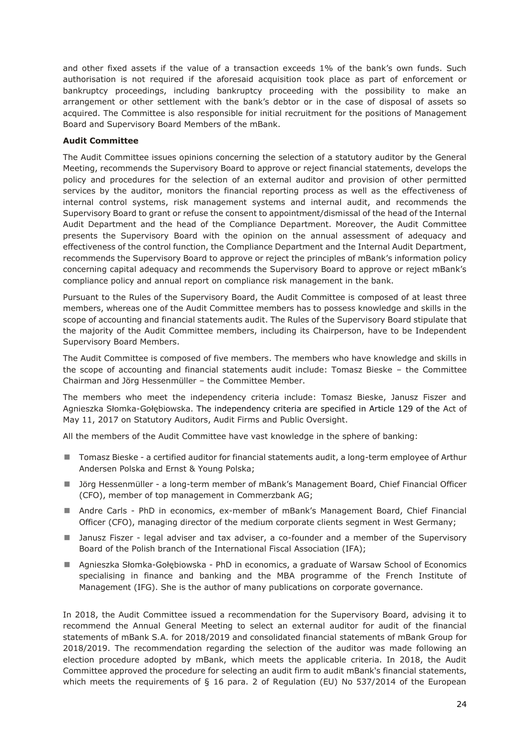and other fixed assets if the value of a transaction exceeds 1% of the bank's own funds. Such authorisation is not required if the aforesaid acquisition took place as part of enforcement or bankruptcy proceedings, including bankruptcy proceeding with the possibility to make an arrangement or other settlement with the bank's debtor or in the case of disposal of assets so acquired. The Committee is also responsible for initial recruitment for the positions of Management Board and Supervisory Board Members of the mBank.

**Audit Committee**

The Audit Committee issues opinions concerning the selection of a statutory auditor by the General Meeting, recommends the Supervisory Board to approve or reject financial statements, develops the policy and procedures for the selection of an external auditor and provision of other permitted services by the auditor, monitors the financial reporting process as well as the effectiveness of internal control systems, risk management systems and internal audit, and recommends the Supervisory Board to grant or refuse the consent to appointment/dismissal of the head of the Internal Audit Department and the head of the Compliance Department. Moreover, the Audit Committee presents the Supervisory Board with the opinion on the annual assessment of adequacy and effectiveness of the control function, the Compliance Department and the Internal Audit Department, recommends the Supervisory Board to approve or reject the principles of mBank's information policy concerning capital adequacy and recommends the Supervisory Board to approve or reject mBank's compliance policy and annual report on compliance risk management in the bank.

Pursuant to the Rules of the Supervisory Board, the Audit Committee is composed of at least three members, whereas one of the Audit Committee members has to possess knowledge and skills in the scope of accounting and financial statements audit. The Rules of the Supervisory Board stipulate that the majority of the Audit Committee members, including its Chairperson, have to be Independent Supervisory Board Members.

The Audit Committee is composed of five members. The members who have knowledge and skills in the scope of accounting and financial statements audit include: Tomasz Bieske – the Committee Chairman and Jörg Hessenmüller – the Committee Member.

The members who meet the independency criteria include: Tomasz Bieske, Janusz Fiszer and Agnieszka Słomka-Gołębiowska. The independency criteria are specified in Article 129 of the Act of May 11, 2017 on Statutory Auditors, Audit Firms and Public Oversight.

All the members of the Audit Committee have vast knowledge in the sphere of banking:

- Tomasz Bieske - a certified auditor for financial statements audit, a long-term employee of Arthur Andersen Polska and Ernst & Young Polska;
- Jörg Hessenmüller - a long-term member of mBank's Management Board, Chief Financial Officer (CFO), member of top management in Commerzbank AG;
- Andre Carls - PhD in economics, ex-member of mBank's Management Board, Chief Financial Officer (CFO), managing director of the medium corporate clients segment in West Germany;
- Janusz Fiszer - legal adviser and tax adviser, a co-founder and a member of the Supervisory Board of the Polish branch of the International Fiscal Association (IFA);
- Agnieszka Słomka-Gołębiowska - PhD in economics, a graduate of Warsaw School of Economics specialising in finance and banking and the MBA programme of the French Institute of Management (IFG). She is the author of many publications on corporate governance.

In 2018, the Audit Committee issued a recommendation for the Supervisory Board, advising it to recommend the Annual General Meeting to select an external auditor for audit of the financial statements of mBank S.A. for 2018/2019 and consolidated financial statements of mBank Group for 2018/2019. The recommendation regarding the selection of the auditor was made following an election procedure adopted by mBank, which meets the applicable criteria. In 2018, the Audit Committee approved the procedure for selecting an audit firm to audit mBank's financial statements, which meets the requirements of § 16 para. 2 of Regulation (EU) No 537/2014 of the European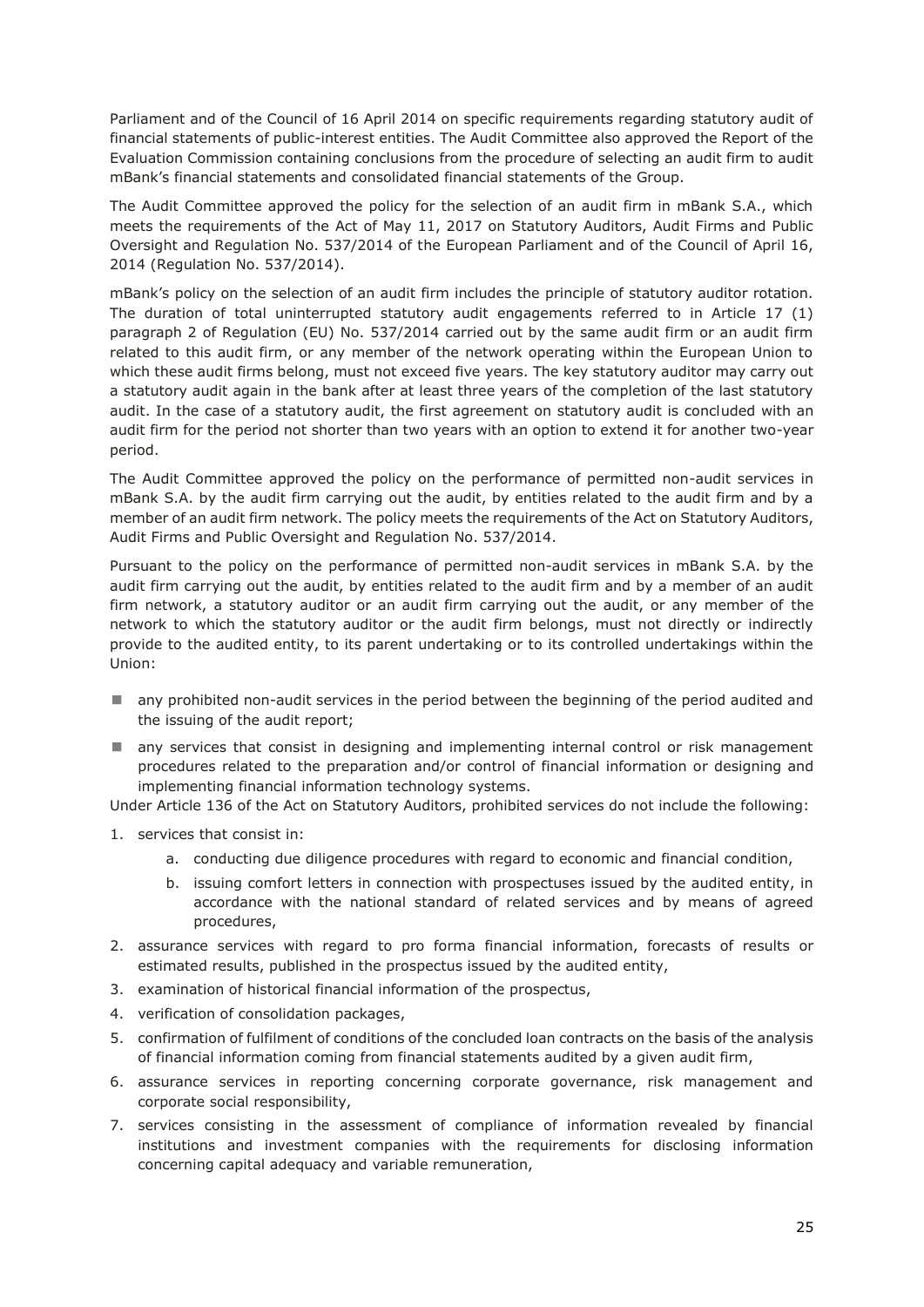Parliament and of the Council of 16 April 2014 on specific requirements regarding statutory audit of financial statements of public-interest entities. The Audit Committee also approved the Report of the Evaluation Commission containing conclusions from the procedure of selecting an audit firm to audit mBank's financial statements and consolidated financial statements of the Group.

The Audit Committee approved the policy for the selection of an audit firm in mBank S.A., which meets the requirements of the Act of May 11, 2017 on Statutory Auditors, Audit Firms and Public Oversight and Regulation No. 537/2014 of the European Parliament and of the Council of April 16, 2014 (Regulation No. 537/2014).

mBank's policy on the selection of an audit firm includes the principle of statutory auditor rotation. The duration of total uninterrupted statutory audit engagements referred to in Article 17 (1) paragraph 2 of Regulation (EU) No. 537/2014 carried out by the same audit firm or an audit firm related to this audit firm, or any member of the network operating within the European Union to which these audit firms belong, must not exceed five years. The key statutory auditor may carry out a statutory audit again in the bank after at least three years of the completion of the last statutory audit. In the case of a statutory audit, the first agreement on statutory audit is concluded with an audit firm for the period not shorter than two years with an option to extend it for another two-year period.

The Audit Committee approved the policy on the performance of permitted non-audit services in mBank S.A. by the audit firm carrying out the audit, by entities related to the audit firm and by a member of an audit firm network. The policy meets the requirements of the Act on Statutory Auditors, Audit Firms and Public Oversight and Regulation No. 537/2014.

Pursuant to the policy on the performance of permitted non-audit services in mBank S.A. by the audit firm carrying out the audit, by entities related to the audit firm and by a member of an audit firm network, a statutory auditor or an audit firm carrying out the audit, or any member of the network to which the statutory auditor or the audit firm belongs, must not directly or indirectly provide to the audited entity, to its parent undertaking or to its controlled undertakings within the Union:

- any prohibited non-audit services in the period between the beginning of the period audited and the issuing of the audit report;
- any services that consist in designing and implementing internal control or risk management procedures related to the preparation and/or control of financial information or designing and implementing financial information technology systems.

Under Article 136 of the Act on Statutory Auditors, prohibited services do not include the following:

1. services that consist in:
    a. conducting due diligence procedures with regard to economic and financial condition,
    b. issuing comfort letters in connection with prospectuses issued by the audited entity, in accordance with the national standard of related services and by means of agreed procedures,
2. assurance services with regard to pro forma financial information, forecasts of results or estimated results, published in the prospectus issued by the audited entity,
3. examination of historical financial information of the prospectus,
4. verification of consolidation packages,
5. confirmation of fulfilment of conditions of the concluded loan contracts on the basis of the analysis of financial information coming from financial statements audited by a given audit firm,
6. assurance services in reporting concerning corporate governance, risk management and corporate social responsibility,
7. services consisting in the assessment of compliance of information revealed by financial institutions and investment companies with the requirements for disclosing information concerning capital adequacy and variable remuneration,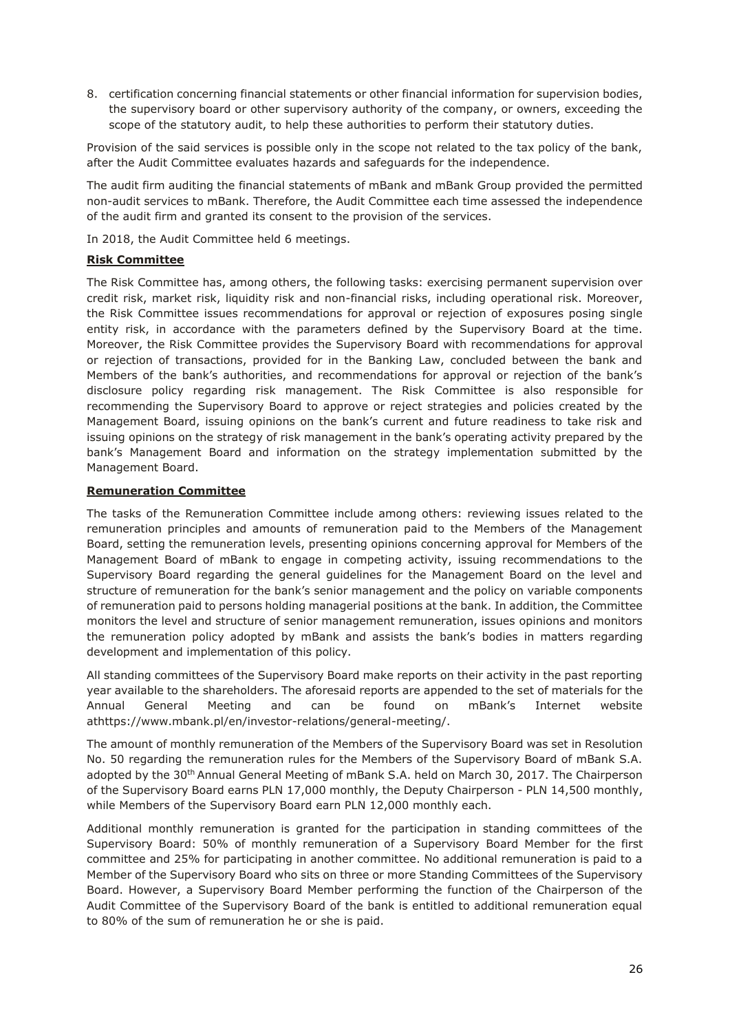8. certification concerning financial statements or other financial information for supervision bodies, the supervisory board or other supervisory authority of the company, or owners, exceeding the scope of the statutory audit, to help these authorities to perform their statutory duties.

Provision of the said services is possible only in the scope not related to the tax policy of the bank, after the Audit Committee evaluates hazards and safeguards for the independence.

The audit firm auditing the financial statements of mBank and mBank Group provided the permitted non-audit services to mBank. Therefore, the Audit Committee each time assessed the independence of the audit firm and granted its consent to the provision of the services.

In 2018, the Audit Committee held 6 meetings.

**Risk Committee**

The Risk Committee has, among others, the following tasks: exercising permanent supervision over credit risk, market risk, liquidity risk and non-financial risks, including operational risk. Moreover, the Risk Committee issues recommendations for approval or rejection of exposures posing single entity risk, in accordance with the parameters defined by the Supervisory Board at the time. Moreover, the Risk Committee provides the Supervisory Board with recommendations for approval or rejection of transactions, provided for in the Banking Law, concluded between the bank and Members of the bank's authorities, and recommendations for approval or rejection of the bank's disclosure policy regarding risk management. The Risk Committee is also responsible for recommending the Supervisory Board to approve or reject strategies and policies created by the Management Board, issuing opinions on the bank's current and future readiness to take risk and issuing opinions on the strategy of risk management in the bank's operating activity prepared by the bank's Management Board and information on the strategy implementation submitted by the Management Board.

**Remuneration Committee**

The tasks of the Remuneration Committee include among others: reviewing issues related to the remuneration principles and amounts of remuneration paid to the Members of the Management Board, setting the remuneration levels, presenting opinions concerning approval for Members of the Management Board of mBank to engage in competing activity, issuing recommendations to the Supervisory Board regarding the general guidelines for the Management Board on the level and structure of remuneration for the bank's senior management and the policy on variable components of remuneration paid to persons holding managerial positions at the bank. In addition, the Committee monitors the level and structure of senior management remuneration, issues opinions and monitors the remuneration policy adopted by mBank and assists the bank's bodies in matters regarding development and implementation of this policy.

All standing committees of the Supervisory Board make reports on their activity in the past reporting year available to the shareholders. The aforesaid reports are appended to the set of materials for the Annual General Meeting and can be found on mBank's Internet website athttps://www.mbank.pl/en/investor-relations/general-meeting/.

The amount of monthly remuneration of the Members of the Supervisory Board was set in Resolution No. 50 regarding the remuneration rules for the Members of the Supervisory Board of mBank S.A. adopted by the 30th Annual General Meeting of mBank S.A. held on March 30, 2017. The Chairperson of the Supervisory Board earns PLN 17,000 monthly, the Deputy Chairperson - PLN 14,500 monthly, while Members of the Supervisory Board earn PLN 12,000 monthly each.

Additional monthly remuneration is granted for the participation in standing committees of the Supervisory Board: 50% of monthly remuneration of a Supervisory Board Member for the first committee and 25% for participating in another committee. No additional remuneration is paid to a Member of the Supervisory Board who sits on three or more Standing Committees of the Supervisory Board. However, a Supervisory Board Member performing the function of the Chairperson of the Audit Committee of the Supervisory Board of the bank is entitled to additional remuneration equal to 80% of the sum of remuneration he or she is paid.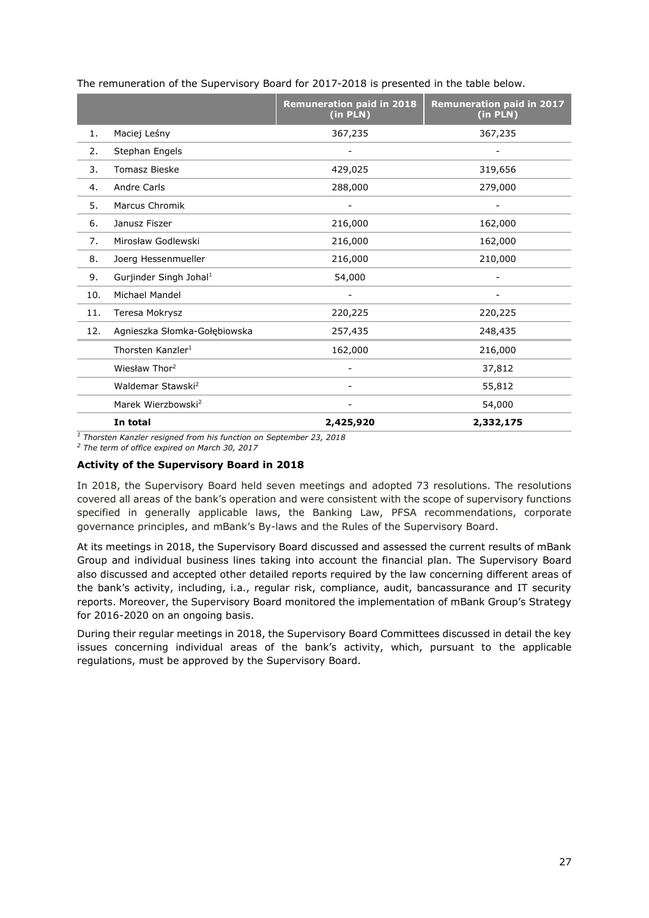The remuneration of the Supervisory Board for 2017-2018 is presented in the table below.

| | | Remuneration paid in 2018 (in PLN) | Remuneration paid in 2017 (in PLN) |
|---|---|---|---|
| 1. | Maciej Leśny | 367,235 | 367,235 |
| 2. | Stephan Engels | - | - |
| 3. | Tomasz Bieske | 429,025 | 319,656 |
| 4. | Andre Carls | 288,000 | 279,000 |
| 5. | Marcus Chromik | - | - |
| 6. | Janusz Fiszer | 216,000 | 162,000 |
| 7. | Mirosław Godlewski | 216,000 | 162,000 |
| 8. | Joerg Hessenmueller | 216,000 | 210,000 |
| 9. | Gurjinder Singh Johal[1] | 54,000 | - |
| 10. | Michael Mandel | - | - |
| 11. | Teresa Mokrysz | 220,225 | 220,225 |
| 12. | Agnieszka Słomka-Gołębiowska | 257,435 | 248,435 |
| | Thorsten Kanzler[1] | 162,000 | 216,000 |
| | Wiesław Thor[2] | - | 37,812 |
| | Waldemar Stawski[2] | - | 55,812 |
| | Marek Wierzbowski[2] | - | 54,000 |
| | **In total** | **2,425,920** | **2,332,175** |

*[1] Thorsten Kanzler resigned from his function on September 23, 2018*

*[2] The term of office expired on March 30, 2017*

**Activity of the Supervisory Board in 2018**

In 2018, the Supervisory Board held seven meetings and adopted 73 resolutions. The resolutions covered all areas of the bank's operation and were consistent with the scope of supervisory functions specified in generally applicable laws, the Banking Law, PFSA recommendations, corporate governance principles, and mBank's By-laws and the Rules of the Supervisory Board.

At its meetings in 2018, the Supervisory Board discussed and assessed the current results of mBank Group and individual business lines taking into account the financial plan. The Supervisory Board also discussed and accepted other detailed reports required by the law concerning different areas of the bank's activity, including, i.a., regular risk, compliance, audit, bancassurance and IT security reports. Moreover, the Supervisory Board monitored the implementation of mBank Group's Strategy for 2016-2020 on an ongoing basis.

During their regular meetings in 2018, the Supervisory Board Committees discussed in detail the key issues concerning individual areas of the bank's activity, which, pursuant to the applicable regulations, must be approved by the Supervisory Board.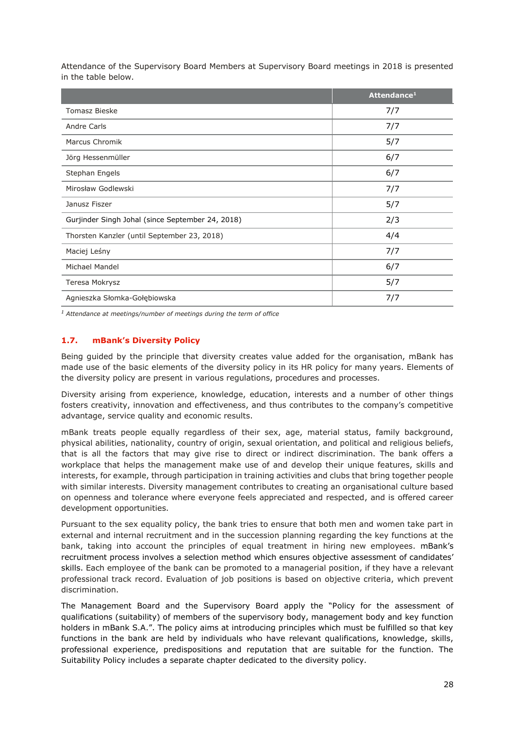Attendance of the Supervisory Board Members at Supervisory Board meetings in 2018 is presented in the table below.

| | Attendance[1] |
|---|---|
| Tomasz Bieske | 7/7 |
| Andre Carls | 7/7 |
| Marcus Chromik | 5/7 |
| Jörg Hessenmüller | 6/7 |
| Stephan Engels | 6/7 |
| Mirosław Godlewski | 7/7 |
| Janusz Fiszer | 5/7 |
| Gurjinder Singh Johal (since September 24, 2018) | 2/3 |
| Thorsten Kanzler (until September 23, 2018) | 4/4 |
| Maciej Leśny | 7/7 |
| Michael Mandel | 6/7 |
| Teresa Mokrysz | 5/7 |
| Agnieszka Słomka-Gołębiowska | 7/7 |

*[1] Attendance at meetings/number of meetings during the term of office*

### 1.7. mBank's Diversity Policy

Being guided by the principle that diversity creates value added for the organisation, mBank has made use of the basic elements of the diversity policy in its HR policy for many years. Elements of the diversity policy are present in various regulations, procedures and processes.

Diversity arising from experience, knowledge, education, interests and a number of other things fosters creativity, innovation and effectiveness, and thus contributes to the company's competitive advantage, service quality and economic results.

mBank treats people equally regardless of their sex, age, material status, family background, physical abilities, nationality, country of origin, sexual orientation, and political and religious beliefs, that is all the factors that may give rise to direct or indirect discrimination. The bank offers a workplace that helps the management make use of and develop their unique features, skills and interests, for example, through participation in training activities and clubs that bring together people with similar interests. Diversity management contributes to creating an organisational culture based on openness and tolerance where everyone feels appreciated and respected, and is offered career development opportunities.

Pursuant to the sex equality policy, the bank tries to ensure that both men and women take part in external and internal recruitment and in the succession planning regarding the key functions at the bank, taking into account the principles of equal treatment in hiring new employees. mBank's recruitment process involves a selection method which ensures objective assessment of candidates' skills. Each employee of the bank can be promoted to a managerial position, if they have a relevant professional track record. Evaluation of job positions is based on objective criteria, which prevent discrimination.

The Management Board and the Supervisory Board apply the "Policy for the assessment of qualifications (suitability) of members of the supervisory body, management body and key function holders in mBank S.A.". The policy aims at introducing principles which must be fulfilled so that key functions in the bank are held by individuals who have relevant qualifications, knowledge, skills, professional experience, predispositions and reputation that are suitable for the function. The Suitability Policy includes a separate chapter dedicated to the diversity policy.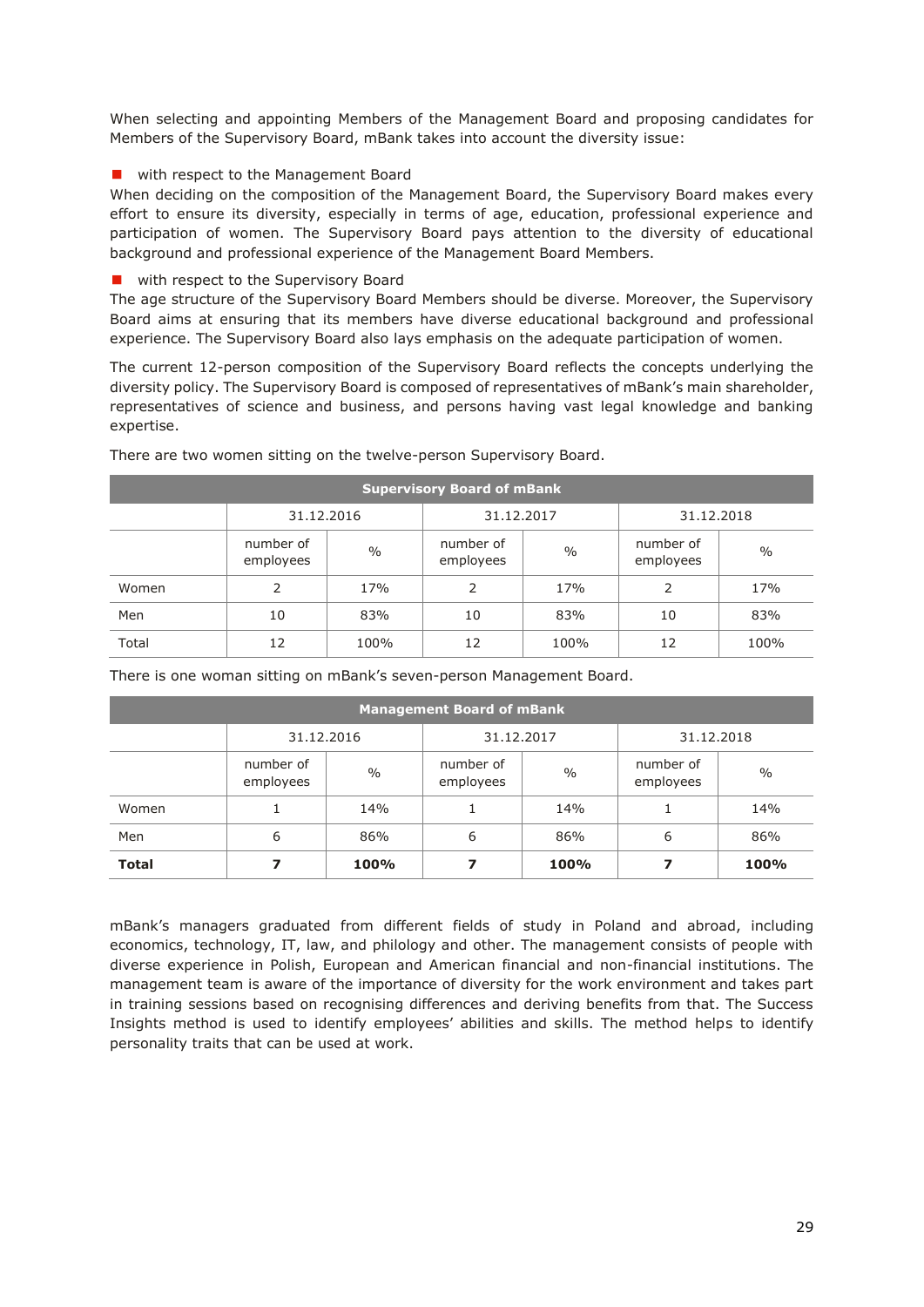When selecting and appointing Members of the Management Board and proposing candidates for Members of the Supervisory Board, mBank takes into account the diversity issue:

- with respect to the Management Board

When deciding on the composition of the Management Board, the Supervisory Board makes every effort to ensure its diversity, especially in terms of age, education, professional experience and participation of women. The Supervisory Board pays attention to the diversity of educational background and professional experience of the Management Board Members.

- with respect to the Supervisory Board

The age structure of the Supervisory Board Members should be diverse. Moreover, the Supervisory Board aims at ensuring that its members have diverse educational background and professional experience. The Supervisory Board also lays emphasis on the adequate participation of women.

The current 12-person composition of the Supervisory Board reflects the concepts underlying the diversity policy. The Supervisory Board is composed of representatives of mBank's main shareholder, representatives of science and business, and persons having vast legal knowledge and banking expertise.

There are two women sitting on the twelve-person Supervisory Board.

| Supervisory Board of mBank | | | | | | |
|---|---|---|---|---|---|---|
| | 31.12.2016 | | 31.12.2017 | | 31.12.2018 | |
| | number of employees | % | number of employees | % | number of employees | % |
| Women | 2 | 17% | 2 | 17% | 2 | 17% |
| Men | 10 | 83% | 10 | 83% | 10 | 83% |
| Total | 12 | 100% | 12 | 100% | 12 | 100% |

There is one woman sitting on mBank's seven-person Management Board.

| Management Board of mBank | | | | | | |
|---|---|---|---|---|---|---|
| | 31.12.2016 | | 31.12.2017 | | 31.12.2018 | |
| | number of employees | % | number of employees | % | number of employees | % |
| Women | 1 | 14% | 1 | 14% | 1 | 14% |
| Men | 6 | 86% | 6 | 86% | 6 | 86% |
| **Total** | **7** | **100%** | **7** | **100%** | **7** | **100%** |

mBank's managers graduated from different fields of study in Poland and abroad, including economics, technology, IT, law, and philology and other. The management consists of people with diverse experience in Polish, European and American financial and non-financial institutions. The management team is aware of the importance of diversity for the work environment and takes part in training sessions based on recognising differences and deriving benefits from that. The Success Insights method is used to identify employees' abilities and skills. The method helps to identify personality traits that can be used at work.